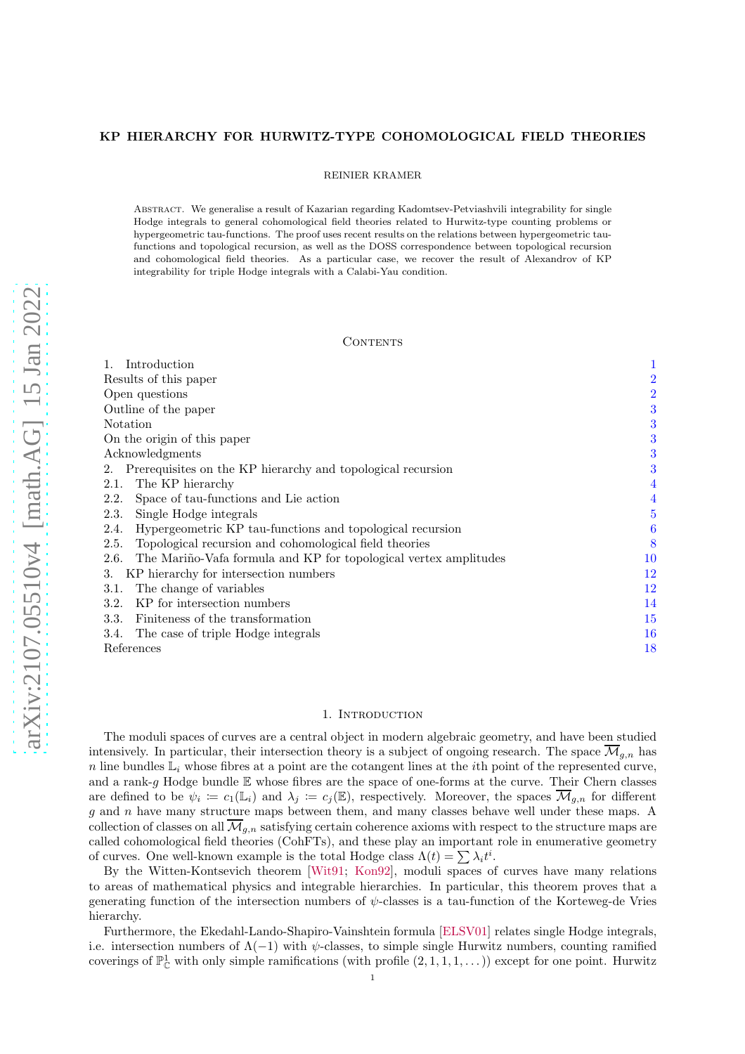# KP HIERARCHY FOR HURWITZ-TYPE COHOMOLOGICAL FIELD THEORIES

REINIER KRAMER

**Abstract.** We generalise a result of Kazarian regarding Kadomtsev-Petviashvili integrability for single Hodge integrals to general cohomological field theories related to Hurwitz-type counting problems or hypergeometric tau-functions. The proof uses recent results on the relations between hypergeometric tau-functions and topological recursion, as well as the DOSS correspondence between topological recursion and cohomological field theories. As a particular case, we recover the result of Alexandrov of KP integrability for triple Hodge integrals with a Calabi-Yau condition.

## Contents

1. Introduction — 1
   - Results of this paper — 2
   - Open questions — 2
   - Outline of the paper — 3
   - Notation — 3
   - On the origin of this paper — 3
   - Acknowledgments — 3
2. Prerequisites on the KP hierarchy and topological recursion — 3
   - 2.1. The KP hierarchy — 4
   - 2.2. Space of tau-functions and Lie action — 4
   - 2.3. Single Hodge integrals — 5
   - 2.4. Hypergeometric KP tau-functions and topological recursion — 6
   - 2.5. Topological recursion and cohomological field theories — 8
   - 2.6. The Mariño-Vafa formula and KP for topological vertex amplitudes — 10
3. KP hierarchy for intersection numbers — 12
   - 3.1. The change of variables — 12
   - 3.2. KP for intersection numbers — 14
   - 3.3. Finiteness of the transformation — 15
   - 3.4. The case of triple Hodge integrals — 16
   - References — 18

## 1. Introduction

The moduli spaces of curves are a central object in modern algebraic geometry, and have been studied intensively. In particular, their intersection theory is a subject of ongoing research. The space $\overline{\mathcal{M}}_{g,n}$ has $n$ line bundles $\mathbb{L}_i$ whose fibres at a point are the cotangent lines at the $i$th point of the represented curve, and a rank-$g$ Hodge bundle $\mathbb{E}$ whose fibres are the space of one-forms at the curve. Their Chern classes are defined to be $\psi_i := c_1(\mathbb{L}_i)$ and $\lambda_j := c_j(\mathbb{E})$, respectively. Moreover, the spaces $\overline{\mathcal{M}}_{g,n}$ for different $g$ and $n$ have many structure maps between them, and many classes behave well under these maps. A collection of classes on all $\overline{\mathcal{M}}_{g,n}$ satisfying certain coherence axioms with respect to the structure maps are called cohomological field theories (CohFTs), and these play an important role in enumerative geometry of curves. One well-known example is the total Hodge class $\Lambda(t) = \sum \lambda_i t^i$.

By the Witten-Kontsevich theorem [Wit91; Kon92], moduli spaces of curves have many relations to areas of mathematical physics and integrable hierarchies. In particular, this theorem proves that a generating function of the intersection numbers of $\psi$-classes is a tau-function of the Korteweg-de Vries hierarchy.

Furthermore, the Ekedahl-Lando-Shapiro-Vainshtein formula [ELSV01] relates single Hodge integrals, i.e. intersection numbers of $\Lambda(-1)$ with $\psi$-classes, to simple single Hurwitz numbers, counting ramified coverings of $\mathbb{P}^1_{\mathbb{C}}$ with only simple ramifications (with profile $(2, 1, 1, 1, \dots)$) except for one point. Hurwitz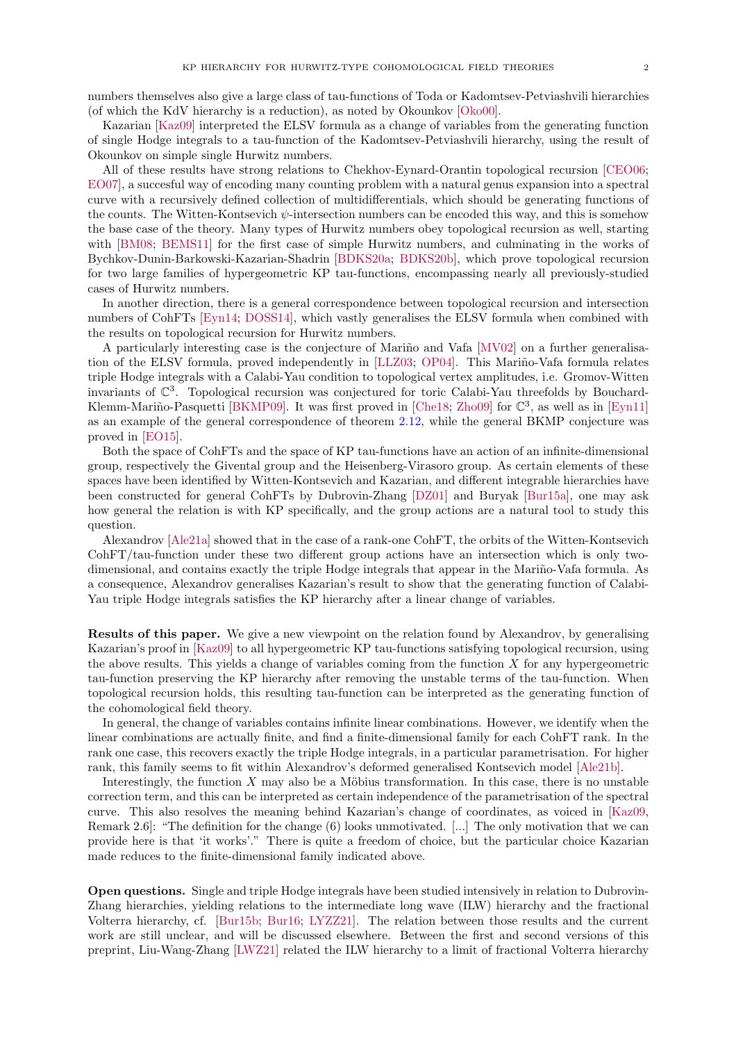numbers themselves also give a large class of tau-functions of Toda or Kadomtsev-Petviashvili hierarchies (of which the KdV hierarchy is a reduction), as noted by Okounkov [Oko00].

Kazarian [Kaz09] interpreted the ELSV formula as a change of variables from the generating function of single Hodge integrals to a tau-function of the Kadomtsev-Petviashvili hierarchy, using the result of Okounkov on simple single Hurwitz numbers.

All of these results have strong relations to Chekhov-Eynard-Orantin topological recursion [CEO06; EO07], a succesful way of encoding many counting problem with a natural genus expansion into a spectral curve with a recursively defined collection of multidifferentials, which should be generating functions of the counts. The Witten-Kontsevich $\psi$-intersection numbers can be encoded this way, and this is somehow the base case of the theory. Many types of Hurwitz numbers obey topological recursion as well, starting with [BM08; BEMS11] for the first case of simple Hurwitz numbers, and culminating in the works of Bychkov-Dunin-Barkowski-Kazarian-Shadrin [BDKS20a; BDKS20b], which prove topological recursion for two large families of hypergeometric KP tau-functions, encompassing nearly all previously-studied cases of Hurwitz numbers.

In another direction, there is a general correspondence between topological recursion and intersection numbers of CohFTs [Eyn14; DOSS14], which vastly generalises the ELSV formula when combined with the results on topological recursion for Hurwitz numbers.

A particularly interesting case is the conjecture of Mariño and Vafa [MV02] on a further generalisation of the ELSV formula, proved independently in [LLZ03; OP04]. This Mariño-Vafa formula relates triple Hodge integrals with a Calabi-Yau condition to topological vertex amplitudes, i.e. Gromov-Witten invariants of $\mathbb{C}^3$. Topological recursion was conjectured for toric Calabi-Yau threefolds by Bouchard-Klemm-Mariño-Pasquetti [BKMP09]. It was first proved in [Che18; Zho09] for $\mathbb{C}^3$, as well as in [Eyn11] as an example of the general correspondence of theorem 2.12, while the general BKMP conjecture was proved in [EO15].

Both the space of CohFTs and the space of KP tau-functions have an action of an infinite-dimensional group, respectively the Givental group and the Heisenberg-Virasoro group. As certain elements of these spaces have been identified by Witten-Kontsevich and Kazarian, and different integrable hierarchies have been constructed for general CohFTs by Dubrovin-Zhang [DZ01] and Buryak [Bur15a], one may ask how general the relation is with KP specifically, and the group actions are a natural tool to study this question.

Alexandrov [Ale21a] showed that in the case of a rank-one CohFT, the orbits of the Witten-Kontsevich CohFT/tau-function under these two different group actions have an intersection which is only two-dimensional, and contains exactly the triple Hodge integrals that appear in the Mariño-Vafa formula. As a consequence, Alexandrov generalises Kazarian's result to show that the generating function of Calabi-Yau triple Hodge integrals satisfies the KP hierarchy after a linear change of variables.

**Results of this paper.** We give a new viewpoint on the relation found by Alexandrov, by generalising Kazarian's proof in [Kaz09] to all hypergeometric KP tau-functions satisfying topological recursion, using the above results. This yields a change of variables coming from the function $X$ for any hypergeometric tau-function preserving the KP hierarchy after removing the unstable terms of the tau-function. When topological recursion holds, this resulting tau-function can be interpreted as the generating function of the cohomological field theory.

In general, the change of variables contains infinite linear combinations. However, we identify when the linear combinations are actually finite, and find a finite-dimensional family for each CohFT rank. In the rank one case, this recovers exactly the triple Hodge integrals, in a particular parametrisation. For higher rank, this family seems to fit within Alexandrov's deformed generalised Kontsevich model [Ale21b].

Interestingly, the function $X$ may also be a Möbius transformation. In this case, there is no unstable correction term, and this can be interpreted as certain independence of the parametrisation of the spectral curve. This also resolves the meaning behind Kazarian's change of coordinates, as voiced in [Kaz09, Remark 2.6]: "The definition for the change (6) looks unmotivated. [...] The only motivation that we can provide here is that 'it works'." There is quite a freedom of choice, but the particular choice Kazarian made reduces to the finite-dimensional family indicated above.

**Open questions.** Single and triple Hodge integrals have been studied intensively in relation to Dubrovin-Zhang hierarchies, yielding relations to the intermediate long wave (ILW) hierarchy and the fractional Volterra hierarchy, cf. [Bur15b; Bur16; LYZZ21]. The relation between those results and the current work are still unclear, and will be discussed elsewhere. Between the first and second versions of this preprint, Liu-Wang-Zhang [LWZ21] related the ILW hierarchy to a limit of fractional Volterra hierarchy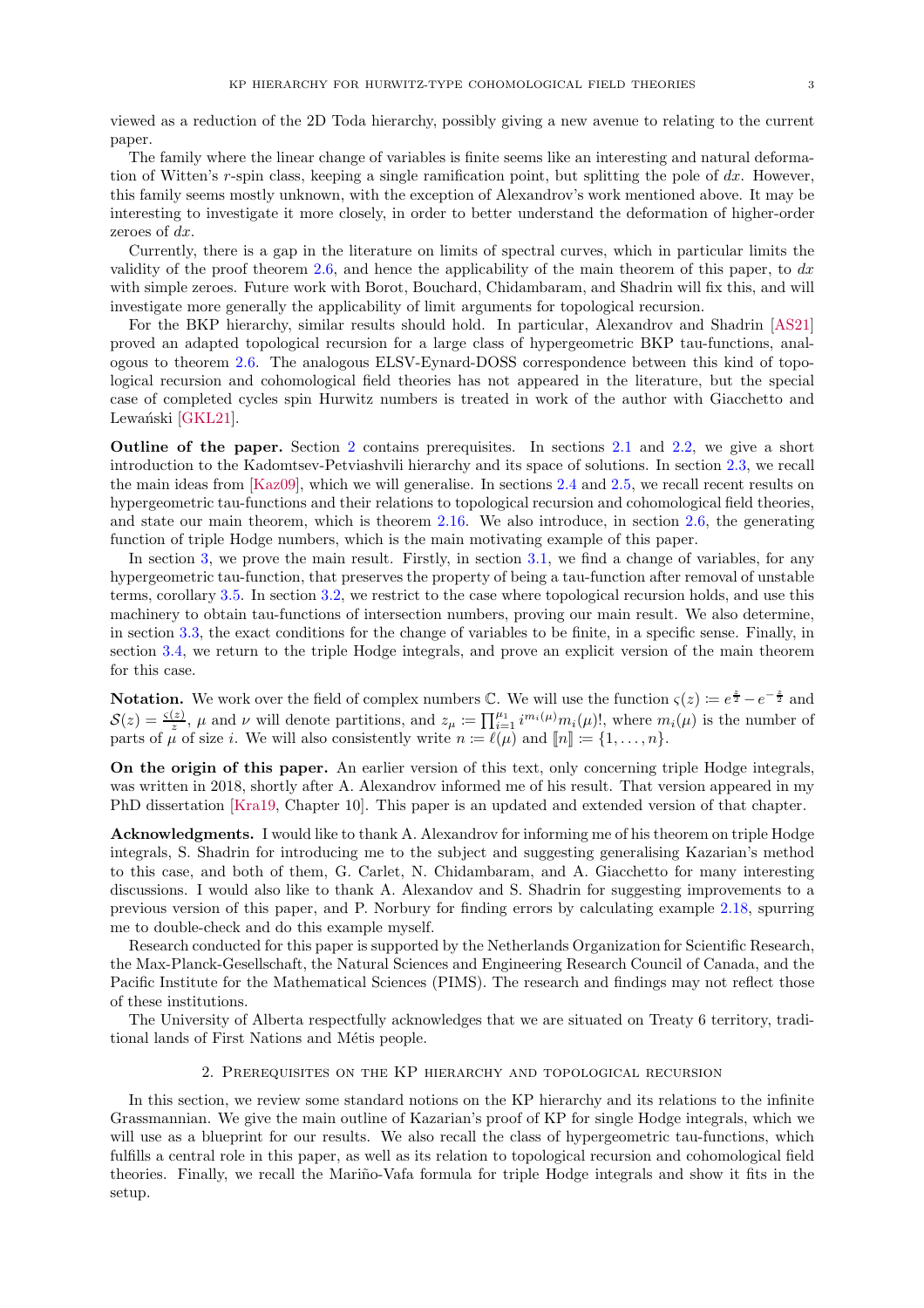viewed as a reduction of the 2D Toda hierarchy, possibly giving a new avenue to relating to the current paper.

The family where the linear change of variables is finite seems like an interesting and natural deformation of Witten's $r$-spin class, keeping a single ramification point, but splitting the pole of $dx$. However, this family seems mostly unknown, with the exception of Alexandrov's work mentioned above. It may be interesting to investigate it more closely, in order to better understand the deformation of higher-order zeroes of $dx$.

Currently, there is a gap in the literature on limits of spectral curves, which in particular limits the validity of the proof theorem 2.6, and hence the applicability of the main theorem of this paper, to $dx$ with simple zeroes. Future work with Borot, Bouchard, Chidambaram, and Shadrin will fix this, and will investigate more generally the applicability of limit arguments for topological recursion.

For the BKP hierarchy, similar results should hold. In particular, Alexandrov and Shadrin [AS21] proved an adapted topological recursion for a large class of hypergeometric BKP tau-functions, analogous to theorem 2.6. The analogous ELSV-Eynard-DOSS correspondence between this kind of topological recursion and cohomological field theories has not appeared in the literature, but the special case of completed cycles spin Hurwitz numbers is treated in work of the author with Giacchetto and Lewański [GKL21].

**Outline of the paper.** Section 2 contains prerequisites. In sections 2.1 and 2.2, we give a short introduction to the Kadomtsev-Petviashvili hierarchy and its space of solutions. In section 2.3, we recall the main ideas from [Kaz09], which we will generalise. In sections 2.4 and 2.5, we recall recent results on hypergeometric tau-functions and their relations to topological recursion and cohomological field theories, and state our main theorem, which is theorem 2.16. We also introduce, in section 2.6, the generating function of triple Hodge numbers, which is the main motivating example of this paper.

In section 3, we prove the main result. Firstly, in section 3.1, we find a change of variables, for any hypergeometric tau-function, that preserves the property of being a tau-function after removal of unstable terms, corollary 3.5. In section 3.2, we restrict to the case where topological recursion holds, and use this machinery to obtain tau-functions of intersection numbers, proving our main result. We also determine, in section 3.3, the exact conditions for the change of variables to be finite, in a specific sense. Finally, in section 3.4, we return to the triple Hodge integrals, and prove an explicit version of the main theorem for this case.

**Notation.** We work over the field of complex numbers $\mathbb{C}$. We will use the function $\varsigma(z) := e^{\frac{z}{2}} - e^{-\frac{z}{2}}$ and $\mathcal{S}(z) = \frac{\varsigma(z)}{z}$, $\mu$ and $\nu$ will denote partitions, and $z_\mu := \prod_{i=1}^{\mu_1} i^{m_i(\mu)} m_i(\mu)!$, where $m_i(\mu)$ is the number of parts of $\mu$ of size $i$. We will also consistently write $n := \ell(\mu)$ and $[\![n]\!] := \{1, \dots, n\}$.

**On the origin of this paper.** An earlier version of this text, only concerning triple Hodge integrals, was written in 2018, shortly after A. Alexandrov informed me of his result. That version appeared in my PhD dissertation [Kra19, Chapter 10]. This paper is an updated and extended version of that chapter.

**Acknowledgments.** I would like to thank A. Alexandrov for informing me of his theorem on triple Hodge integrals, S. Shadrin for introducing me to the subject and suggesting generalising Kazarian's method to this case, and both of them, G. Carlet, N. Chidambaram, and A. Giacchetto for many interesting discussions. I would also like to thank A. Alexandov and S. Shadrin for suggesting improvements to a previous version of this paper, and P. Norbury for finding errors by calculating example 2.18, spurring me to double-check and do this example myself.

Research conducted for this paper is supported by the Netherlands Organization for Scientific Research, the Max-Planck-Gesellschaft, the Natural Sciences and Engineering Research Council of Canada, and the Pacific Institute for the Mathematical Sciences (PIMS). The research and findings may not reflect those of these institutions.

The University of Alberta respectfully acknowledges that we are situated on Treaty 6 territory, traditional lands of First Nations and Métis people.

## 2. Prerequisites on the KP hierarchy and topological recursion

In this section, we review some standard notions on the KP hierarchy and its relations to the infinite Grassmannian. We give the main outline of Kazarian's proof of KP for single Hodge integrals, which we will use as a blueprint for our results. We also recall the class of hypergeometric tau-functions, which fulfills a central role in this paper, as well as its relation to topological recursion and cohomological field theories. Finally, we recall the Mariño-Vafa formula for triple Hodge integrals and show it fits in the setup.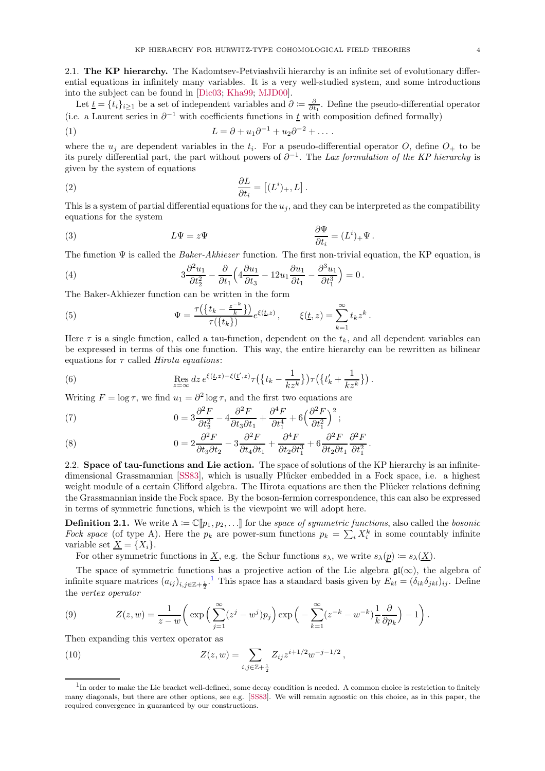### 2.1. The KP hierarchy.

The Kadomtsev-Petviashvili hierarchy is an infinite set of evolutionary differential equations in infinitely many variables. It is a very well-studied system, and some introductions into the subject can be found in [Dic03; Kha99; MJD00].

Let $\underline{t} = \{t_i\}_{i\geq 1}$ be a set of independent variables and $\partial \coloneqq \frac{\partial}{\partial t_1}$. Define the pseudo-differential operator (i.e. a Laurent series in $\partial^{-1}$ with coefficients functions in $\underline{t}$ with composition defined formally)

$$L = \partial + u_1\partial^{-1} + u_2\partial^{-2} + \dots \,. \tag{1}$$

where the $u_j$ are dependent variables in the $t_i$. For a pseudo-differential operator $O$, define $O_+$ to be its purely differential part, the part without powers of $\partial^{-1}$. The *Lax formulation of the KP hierarchy* is given by the system of equations

$$\frac{\partial L}{\partial t_i} = \left[(L^i)_+, L\right]. \tag{2}$$

This is a system of partial differential equations for the $u_j$, and they can be interpreted as the compatibility equations for the system

$$L\Psi = z\Psi \qquad\qquad \frac{\partial \Psi}{\partial t_i} = (L^i)_+\Psi\,. \tag{3}$$

The function $\Psi$ is called the *Baker-Akhiezer* function. The first non-trivial equation, the KP equation, is

$$3\frac{\partial^2 u_1}{\partial t_2^2} - \frac{\partial}{\partial t_1}\Big(4\frac{\partial u_1}{\partial t_3} - 12u_1\frac{\partial u_1}{\partial t_1} - \frac{\partial^3 u_1}{\partial t_1^3}\Big) = 0\,. \tag{4}$$

The Baker-Akhiezer function can be written in the form

$$\Psi = \frac{\tau\big(\{t_k - \frac{z^{-k}}{k}\}\big)}{\tau(\{t_k\})}e^{\xi(\underline{t},z)}\,, \qquad \xi(\underline{t},z) = \sum_{k=1}^{\infty} t_k z^k\,. \tag{5}$$

Here $\tau$ is a single function, called a tau-function, dependent on the $t_k$, and all dependent variables can be expressed in terms of this one function. This way, the entire hierarchy can be rewritten as bilinear equations for $\tau$ called *Hirota equations*:

$$\operatorname*{Res}_{z=\infty} dz\, e^{\xi(\underline{t},z)-\xi(\underline{t}',z)}\tau\big(\{t_k - \frac{1}{kz^k}\}\big)\tau\big(\{t'_k + \frac{1}{kz^k}\}\big)\,. \tag{6}$$

Writing $F = \log\tau$, we find $u_1 = \partial^2\log\tau$, and the first two equations are

$$0 = 3\frac{\partial^2 F}{\partial t_2^2} - 4\frac{\partial^2 F}{\partial t_3\partial t_1} + \frac{\partial^4 F}{\partial t_1^4} + 6\Big(\frac{\partial^2 F}{\partial t_1^2}\Big)^2; \tag{7}$$

$$0 = 2\frac{\partial^2 F}{\partial t_3\partial t_2} - 3\frac{\partial^2 F}{\partial t_4\partial t_1} + \frac{\partial^4 F}{\partial t_2\partial t_1^3} + 6\frac{\partial^2 F}{\partial t_2\partial t_1}\frac{\partial^2 F}{\partial t_1^2}\,. \tag{8}$$

### 2.2. Space of tau-functions and Lie action.

The space of solutions of the KP hierarchy is an infinite-dimensional Grassmannian [SS83], which is usually Plücker embedded in a Fock space, i.e. a highest weight module of a certain Clifford algebra. The Hirota equations are then the Plücker relations defining the Grassmannian inside the Fock space. By the boson-fermion correspondence, this can also be expressed in terms of symmetric functions, which is the viewpoint we will adopt here.

**Definition 2.1.** We write $\Lambda \coloneqq \mathbb{C}[\![p_1, p_2, \dots]\!]$ for the *space of symmetric functions*, also called the *bosonic Fock space* (of type A). Here the $p_k$ are power-sum functions $p_k = \sum_i X_i^k$ in some countably infinite variable set $\underline{X} = \{X_i\}$.

For other symmetric functions in $\underline{X}$, e.g. the Schur functions $s_\lambda$, we write $s_\lambda(\underline{p}) \coloneqq s_\lambda(\underline{X})$.

The space of symmetric functions has a projective action of the Lie algebra $\mathfrak{gl}(\infty)$, the algebra of infinite square matrices $(a_{ij})_{i,j\in\mathbb{Z}+\frac{1}{2}}$.[1] This space has a standard basis given by $E_{kl} = (\delta_{ik}\delta_{jkl})_{ij}$. Define the *vertex operator*

$$Z(z,w) = \frac{1}{z-w}\bigg(\exp\Big(\sum_{j=1}^{\infty}(z^j - w^j)p_j\Big)\exp\Big(-\sum_{k=1}^{\infty}(z^{-k} - w^{-k})\frac{1}{k}\frac{\partial}{\partial p_k}\Big) - 1\bigg)\,. \tag{9}$$

Then expanding this vertex operator as

$$Z(z,w) = \sum_{i,j\in\mathbb{Z}+\frac{1}{2}} Z_{ij}z^{i+1/2}w^{-j-1/2}\,, \tag{10}$$

---

[1] In order to make the Lie bracket well-defined, some decay condition is needed. A common choice is restriction to finitely many diagonals, but there are other options, see e.g. [SS83]. We will remain agnostic on this choice, as in this paper, the required convergence in guaranteed by our constructions.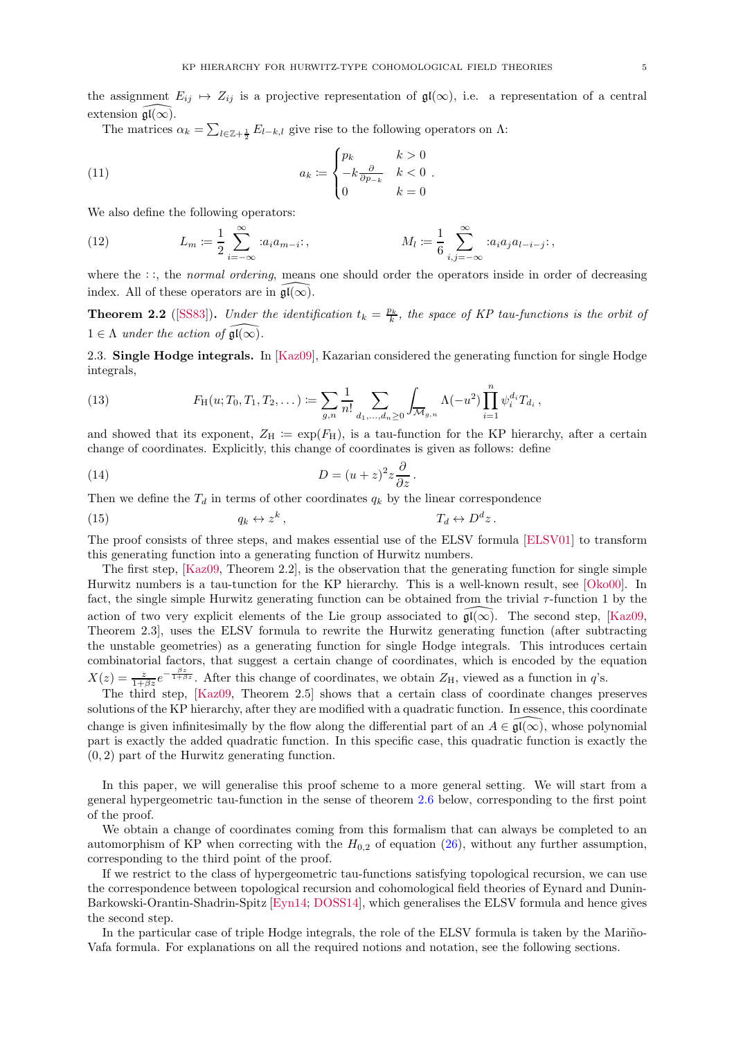the assignment $E_{ij} \mapsto Z_{ij}$ is a projective representation of $\mathfrak{gl}(\infty)$, i.e. a representation of a central extension $\widehat{\mathfrak{gl}(\infty)}$.

The matrices $\alpha_k = \sum_{l \in \mathbb{Z}+\frac{1}{2}} E_{l-k,l}$ give rise to the following operators on $\Lambda$:

$$a_k \coloneqq \begin{cases} p_k & k > 0 \\ -k\frac{\partial}{\partial p_{-k}} & k < 0 \\ 0 & k = 0 \end{cases} . \tag{11}$$

We also define the following operators:

$$L_m \coloneqq \frac{1}{2}\sum_{i=-\infty}^{\infty} :a_i a_{m-i}:\,, \qquad\qquad M_l \coloneqq \frac{1}{6}\sum_{i,j=-\infty}^{\infty} :a_i a_j a_{l-i-j}:\,, \tag{12}$$

where the $::$, the *normal ordering*, means one should order the operators inside in order of decreasing index. All of these operators are in $\widehat{\mathfrak{gl}(\infty)}$.

**Theorem 2.2** ([SS83]). *Under the identification $t_k = \frac{p_k}{k}$, the space of KP tau-functions is the orbit of $1 \in \Lambda$ under the action of $\widehat{\mathfrak{gl}(\infty)}$.*

2.3. **Single Hodge integrals.** In [Kaz09], Kazarian considered the generating function for single Hodge integrals,

$$F_{\mathrm{H}}(u;T_0,T_1,T_2,\dots) \coloneqq \sum_{g,n}\frac{1}{n!}\sum_{d_1,\dots,d_n\geq 0}\int_{\overline{\mathcal{M}}_{g,n}} \Lambda(-u^2)\prod_{i=1}^{n}\psi_i^{d_i}T_{d_i}\,, \tag{13}$$

and showed that its exponent, $Z_{\mathrm{H}} \coloneqq \exp(F_{\mathrm{H}})$, is a tau-function for the KP hierarchy, after a certain change of coordinates. Explicitly, this change of coordinates is given as follows: define

$$D = (u+z)^2 z\frac{\partial}{\partial z}\,. \tag{14}$$

Then we define the $T_d$ in terms of other coordinates $q_k$ by the linear correspondence

$$q_k \leftrightarrow z^k\,, \qquad\qquad T_d \leftrightarrow D^d z\,. \tag{15}$$

The proof consists of three steps, and makes essential use of the ELSV formula [ELSV01] to transform this generating function into a generating function of Hurwitz numbers.

The first step, [Kaz09, Theorem 2.2], is the observation that the generating function for single simple Hurwitz numbers is a tau-function for the KP hierarchy. This is a well-known result, see [Oko00]. In fact, the single simple Hurwitz generating function can be obtained from the trivial $\tau$-function 1 by the action of two very explicit elements of the Lie group associated to $\widehat{\mathfrak{gl}(\infty)}$. The second step, [Kaz09, Theorem 2.3], uses the ELSV formula to rewrite the Hurwitz generating function (after subtracting the unstable geometries) as a generating function for single Hodge integrals. This introduces certain combinatorial factors, that suggest a certain change of coordinates, which is encoded by the equation $X(z) = \frac{z}{1+\beta z}e^{-\frac{\beta z}{1+\beta z}}$. After this change of coordinates, we obtain $Z_{\mathrm{H}}$, viewed as a function in $q$'s.

The third step, [Kaz09, Theorem 2.5] shows that a certain class of coordinate changes preserves solutions of the KP hierarchy, after they are modified with a quadratic function. In essence, this coordinate change is given infinitesimally by the flow along the differential part of an $A \in \widehat{\mathfrak{gl}(\infty)}$, whose polynomial part is exactly the added quadratic function. In this specific case, this quadratic function is exactly the $(0,2)$ part of the Hurwitz generating function.

In this paper, we will generalise this proof scheme to a more general setting. We will start from a general hypergeometric tau-function in the sense of theorem 2.6 below, corresponding to the first point of the proof.

We obtain a change of coordinates coming from this formalism that can always be completed to an automorphism of KP when correcting with the $H_{0,2}$ of equation (26), without any further assumption, corresponding to the third point of the proof.

If we restrict to the class of hypergeometric tau-functions satisfying topological recursion, we can use the correspondence between topological recursion and cohomological field theories of Eynard and Dunin-Barkowski-Orantin-Shadrin-Spitz [Eyn14; DOSS14], which generalises the ELSV formula and hence gives the second step.

In the particular case of triple Hodge integrals, the role of the ELSV formula is taken by the Mariño-Vafa formula. For explanations on all the required notions and notation, see the following sections.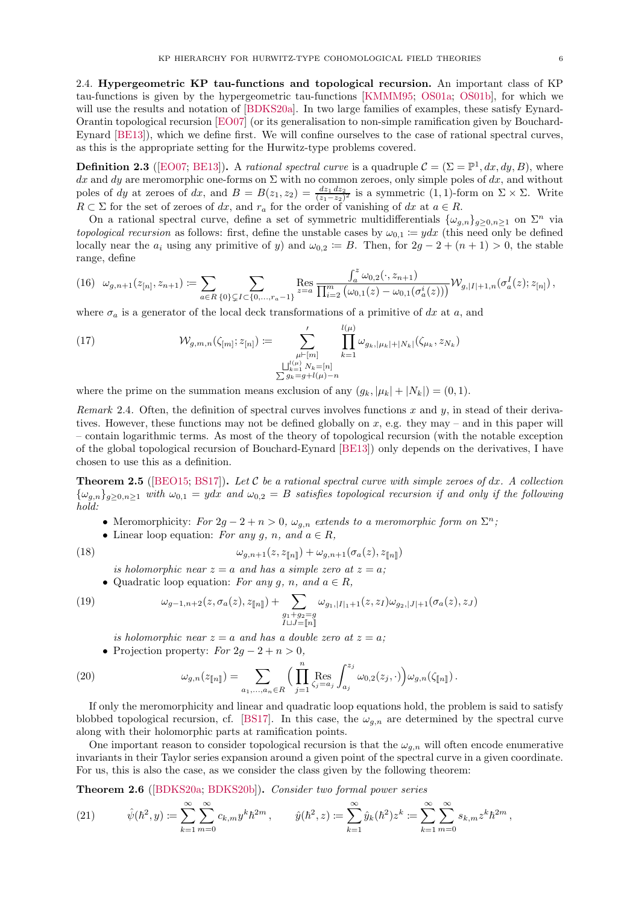2.4. **Hypergeometric KP tau-functions and topological recursion.** An important class of KP tau-functions is given by the hypergeometric tau-functions [KMMM95; OS01a; OS01b], for which we will use the results and notation of [BDKS20a]. In two large families of examples, these satisfy Eynard-Orantin topological recursion [EO07] (or its generalisation to non-simple ramification given by Bouchard-Eynard [BE13]), which we define first. We will confine ourselves to the case of rational spectral curves, as this is the appropriate setting for the Hurwitz-type problems covered.

**Definition 2.3** ([EO07; BE13]). A *rational spectral curve* is a quadruple $\mathcal{C} = (\Sigma = \mathbb{P}^1, dx, dy, B)$, where $dx$ and $dy$ are meromorphic one-forms on $\Sigma$ with no common zeroes, only simple poles of $dx$, and without poles of $dy$ at zeroes of $dx$, and $B = B(z_1, z_2) = \frac{dz_1\, dz_2}{(z_1 - z_2)^2}$ is a symmetric $(1,1)$-form on $\Sigma \times \Sigma$. Write $R \subset \Sigma$ for the set of zeroes of $dx$, and $r_a$ for the order of vanishing of $dx$ at $a \in R$.

On a rational spectral curve, define a set of symmetric multidifferentials $\{\omega_{g,n}\}_{g \geq 0, n \geq 1}$ on $\Sigma^n$ via *topological recursion* as follows: first, define the unstable cases by $\omega_{0,1} \coloneqq y dx$ (this need only be defined locally near the $a_i$ using any primitive of $y$) and $\omega_{0,2} \coloneqq B$. Then, for $2g - 2 + (n+1) > 0$, the stable range, define

$$
(16) \quad \omega_{g,n+1}(z_{[n]}, z_{n+1}) \coloneqq \sum_{a \in R} \sum_{\{0\} \subsetneq I \subset \{0, \dots, r_a - 1\}} \operatorname*{Res}_{z=a} \frac{\int_a^z \omega_{0,2}(\cdot, z_{n+1})}{\prod_{i=2}^m \big(\omega_{0,1}(z) - \omega_{0,1}(\sigma_a^i(z))\big)} \mathcal{W}_{g,|I|+1,n}(\sigma_a^I(z); z_{[n]}) \,,
$$

where $\sigma_a$ is a generator of the local deck transformations of a primitive of $dx$ at $a$, and

$$
(17) \qquad \mathcal{W}_{g,m,n}(\zeta_{[m]}; z_{[n]}) \coloneqq \sideset{}{'}\sum_{\substack{\mu \vdash [m] \\ \bigsqcup_{k=1}^{l(\mu)} N_k = [n] \\ \sum g_k = g + l(\mu) - n}} \prod_{k=1}^{l(\mu)} \omega_{g_k, |\mu_k| + |N_k|}(\zeta_{\mu_k}, z_{N_k})
$$

where the prime on the summation means exclusion of any $(g_k, |\mu_k| + |N_k|) = (0,1)$.

*Remark* 2.4. Often, the definition of spectral curves involves functions $x$ and $y$, in stead of their derivatives. However, these functions may not be defined globally on $x$, e.g. they may – and in this paper will – contain logarithmic terms. As most of the theory of topological recursion (with the notable exception of the global topological recursion of Bouchard-Eynard [BE13]) only depends on the derivatives, I have chosen to use this as a definition.

**Theorem 2.5** ([BEO15; BS17]). *Let $\mathcal{C}$ be a rational spectral curve with simple zeroes of $dx$. A collection $\{\omega_{g,n}\}_{g \geq 0, n \geq 1}$ with $\omega_{0,1} = y dx$ and $\omega_{0,2} = B$ satisfies topological recursion if and only if the following hold:*

- Meromorphicity: *For $2g - 2 + n > 0$, $\omega_{g,n}$ extends to a meromorphic form on $\Sigma^n$;*
- Linear loop equation: *For any $g$, $n$, and $a \in R$,*

$$
(18) \qquad \omega_{g,n+1}(z, z_{[\![n]\!]}) + \omega_{g,n+1}(\sigma_a(z), z_{[\![n]\!]})
$$

  *is holomorphic near $z = a$ and has a simple zero at $z = a$;*
- Quadratic loop equation: *For any $g$, $n$, and $a \in R$,*

$$
(19) \qquad \omega_{g-1,n+2}(z, \sigma_a(z), z_{[\![n]\!]}) + \sum_{\substack{g_1 + g_2 = g \\ I \sqcup J = [\![n]\!]}} \omega_{g_1, |I|_1 + 1}(z, z_I) \omega_{g_2, |J|+1}(\sigma_a(z), z_J)
$$

  *is holomorphic near $z = a$ and has a double zero at $z = a$;*
- Projection property: *For $2g - 2 + n > 0$,*

$$
(20) \qquad \omega_{g,n}(z_{[\![n]\!]}) = \sum_{a_1, \dots, a_n \in R} \Big( \prod_{j=1}^n \operatorname*{Res}_{\zeta_j = a_j} \int_{a_j}^{z_j} \omega_{0,2}(z_j, \cdot) \Big) \omega_{g,n}(\zeta_{[\![n]\!]}) \,.
$$

If only the meromorphicity and linear and quadratic loop equations hold, the problem is said to satisfy blobbed topological recursion, cf. [BS17]. In this case, the $\omega_{g,n}$ are determined by the spectral curve along with their holomorphic parts at ramification points.

One important reason to consider topological recursion is that the $\omega_{g,n}$ will often encode enumerative invariants in their Taylor series expansion around a given point of the spectral curve in a given coordinate. For us, this is also the case, as we consider the class given by the following theorem:

**Theorem 2.6** ([BDKS20a; BDKS20b]). *Consider two formal power series*

$$
(21) \qquad \hat{\psi}(\hbar^2, y) \coloneqq \sum_{k=1}^\infty \sum_{m=0}^\infty c_{k,m} y^k \hbar^{2m} \,, \qquad \hat{y}(\hbar^2, z) \coloneqq \sum_{k=1}^\infty \hat{y}_k(\hbar^2) z^k \coloneqq \sum_{k=1}^\infty \sum_{m=0}^\infty s_{k,m} z^k \hbar^{2m} \,,
$$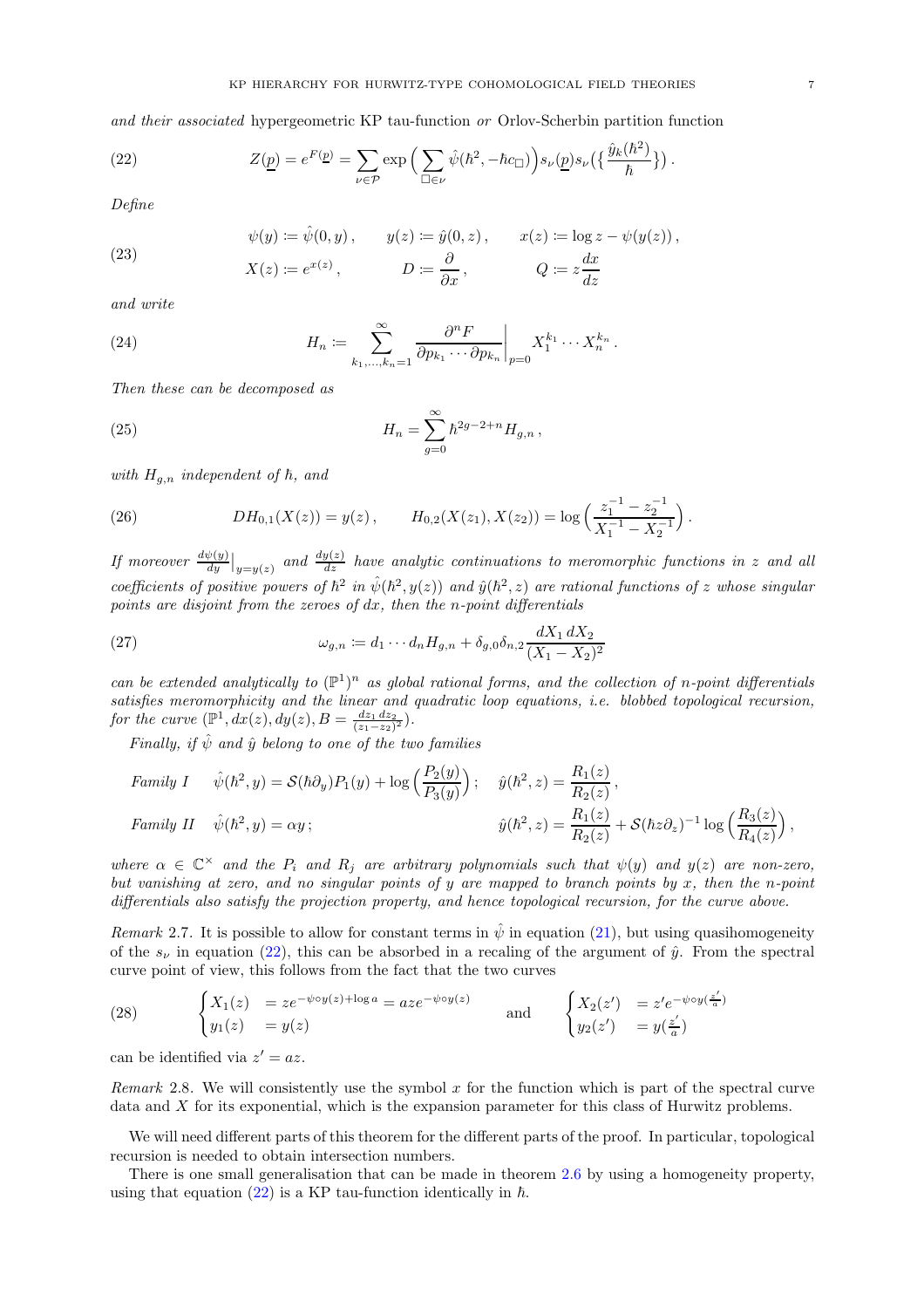*and their associated* hypergeometric KP tau-function *or* Orlov-Scherbin partition function

$$Z(\underline{p}) = e^{F(\underline{p})} = \sum_{\nu\in\mathcal{P}} \exp\Big(\sum_{\square\in\nu} \hat{\psi}(\hbar^2, -\hbar c_\square)\Big) s_\nu(\underline{p}) s_\nu\big(\big\{\frac{\hat{y}_k(\hbar^2)}{\hbar}\big\}\big)\,. \tag{22}$$

*Define*

$$\begin{aligned} &\psi(y) \coloneqq \hat{\psi}(0,y)\,, \qquad y(z) \coloneqq \hat{y}(0,z)\,, \qquad x(z) \coloneqq \log z - \psi(y(z))\,, \\ &X(z) \coloneqq e^{x(z)}\,, \qquad D \coloneqq \frac{\partial}{\partial x}\,, \qquad Q \coloneqq z\frac{dx}{dz} \end{aligned} \tag{23}$$

*and write*

$$H_n \coloneqq \sum_{k_1,\dots,k_n=1}^{\infty} \frac{\partial^n F}{\partial p_{k_1}\cdots\partial p_{k_n}}\Big|_{p=0} X_1^{k_1}\cdots X_n^{k_n}\,. \tag{24}$$

*Then these can be decomposed as*

$$H_n = \sum_{g=0}^{\infty} \hbar^{2g-2+n} H_{g,n}\,, \tag{25}$$

*with $H_{g,n}$ independent of $\hbar$, and*

$$DH_{0,1}(X(z)) = y(z)\,, \qquad H_{0,2}(X(z_1),X(z_2)) = \log\Big(\frac{z_1^{-1}-z_2^{-1}}{X_1^{-1}-X_2^{-1}}\Big)\,. \tag{26}$$

*If moreover $\frac{d\psi(y)}{dy}\big|_{y=y(z)}$ and $\frac{dy(z)}{dz}$ have analytic continuations to meromorphic functions in $z$ and all coefficients of positive powers of $\hbar^2$ in $\hat{\psi}(\hbar^2,y(z))$ and $\hat{y}(\hbar^2,z)$ are rational functions of $z$ whose singular points are disjoint from the zeroes of $dx$, then the $n$-point differentials*

$$\omega_{g,n} \coloneqq d_1\cdots d_n H_{g,n} + \delta_{g,0}\delta_{n,2}\frac{dX_1\,dX_2}{(X_1-X_2)^2} \tag{27}$$

*can be extended analytically to $(\mathbb{P}^1)^n$ as global rational forms, and the collection of $n$-point differentials satisfies meromorphicity and the linear and quadratic loop equations, i.e. blobbed topological recursion, for the curve $(\mathbb{P}^1, dx(z), dy(z), B = \frac{dz_1\,dz_2}{(z_1-z_2)^2})$.*

*Finally, if $\hat{\psi}$ and $\hat{y}$ belong to one of the two families*

$$\begin{aligned} &\textit{Family I} \quad \hat{\psi}(\hbar^2,y) = \mathcal{S}(\hbar\partial_y)P_1(y) + \log\Big(\frac{P_2(y)}{P_3(y)}\Big)\,; \quad \hat{y}(\hbar^2,z) = \frac{R_1(z)}{R_2(z)}\,, \\ &\textit{Family II} \quad \hat{\psi}(\hbar^2,y) = \alpha y\,; \qquad\qquad \hat{y}(\hbar^2,z) = \frac{R_1(z)}{R_2(z)} + \mathcal{S}(\hbar z\partial_z)^{-1}\log\Big(\frac{R_3(z)}{R_4(z)}\Big)\,, \end{aligned}$$

*where $\alpha \in \mathbb{C}^\times$ and the $P_i$ and $R_j$ are arbitrary polynomials such that $\psi(y)$ and $y(z)$ are non-zero, but vanishing at zero, and no singular points of $y$ are mapped to branch points by $x$, then the $n$-point differentials also satisfy the projection property, and hence topological recursion, for the curve above.*

*Remark* 2.7. It is possible to allow for constant terms in $\hat{\psi}$ in equation (21), but using quasihomogeneity of the $s_\nu$ in equation (22), this can be absorbed in a recaling of the argument of $\hat{y}$. From the spectral curve point of view, this follows from the fact that the two curves

$$\begin{cases} X_1(z) &= ze^{-\psi\circ y(z)+\log a} = aze^{-\psi\circ y(z)} \\ y_1(z) &= y(z) \end{cases} \qquad \text{and} \qquad \begin{cases} X_2(z') &= z'e^{-\psi\circ y(\frac{z'}{a})} \\ y_2(z') &= y(\frac{z'}{a}) \end{cases} \tag{28}$$

can be identified via $z' = az$.

*Remark* 2.8. We will consistently use the symbol $x$ for the function which is part of the spectral curve data and $X$ for its exponential, which is the expansion parameter for this class of Hurwitz problems.

We will need different parts of this theorem for the different parts of the proof. In particular, topological recursion is needed to obtain intersection numbers.

There is one small generalisation that can be made in theorem 2.6 by using a homogeneity property, using that equation (22) is a KP tau-function identically in $\hbar$.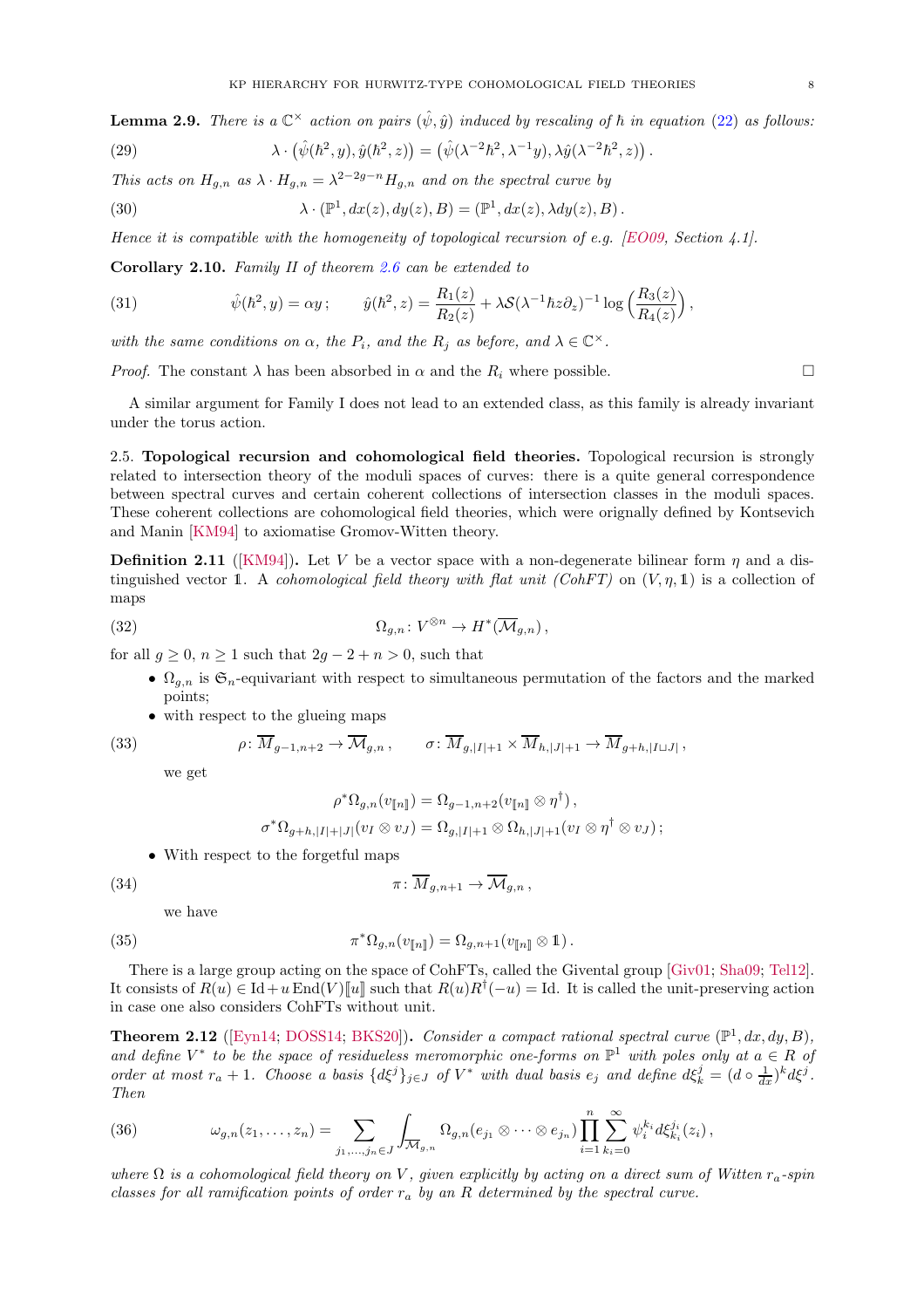**Lemma 2.9.** *There is a $\mathbb{C}^\times$ action on pairs $(\hat\psi, \hat y)$ induced by rescaling of $\hbar$ in equation (22) as follows:*

$$\lambda \cdot \left(\hat\psi(\hbar^2, y), \hat y(\hbar^2, z)\right) = \left(\hat\psi(\lambda^{-2}\hbar^2, \lambda^{-1} y), \lambda \hat y(\lambda^{-2}\hbar^2, z)\right). \tag{29}$$

*This acts on $H_{g,n}$ as $\lambda \cdot H_{g,n} = \lambda^{2-2g-n} H_{g,n}$ and on the spectral curve by*

$$\lambda \cdot (\mathbb{P}^1, dx(z), dy(z), B) = (\mathbb{P}^1, dx(z), \lambda dy(z), B). \tag{30}$$

*Hence it is compatible with the homogeneity of topological recursion of e.g. [EO09, Section 4.1].*

**Corollary 2.10.** *Family II of theorem 2.6 can be extended to*

$$\hat\psi(\hbar^2, y) = \alpha y\,; \qquad \hat y(\hbar^2, z) = \frac{R_1(z)}{R_2(z)} + \lambda \mathcal{S}(\lambda^{-1}\hbar z \partial_z)^{-1} \log\left(\frac{R_3(z)}{R_4(z)}\right), \tag{31}$$

*with the same conditions on $\alpha$, the $P_i$, and the $R_j$ as before, and $\lambda \in \mathbb{C}^\times$.*

*Proof.* The constant $\lambda$ has been absorbed in $\alpha$ and the $R_i$ where possible. □

A similar argument for Family I does not lead to an extended class, as this family is already invariant under the torus action.

2.5. **Topological recursion and cohomological field theories.** Topological recursion is strongly related to intersection theory of the moduli spaces of curves: there is a quite general correspondence between spectral curves and certain coherent collections of intersection classes in the moduli spaces. These coherent collections are cohomological field theories, which were orignally defined by Kontsevich and Manin [KM94] to axiomatise Gromov-Witten theory.

**Definition 2.11** ([KM94]). Let $V$ be a vector space with a non-degenerate bilinear form $\eta$ and a distinguished vector $\mathbb{1}$. A *cohomological field theory with flat unit (CohFT)* on $(V, \eta, \mathbb{1})$ is a collection of maps

$$\Omega_{g,n} \colon V^{\otimes n} \to H^*(\overline{\mathcal{M}}_{g,n}), \tag{32}$$

for all $g \geq 0$, $n \geq 1$ such that $2g - 2 + n > 0$, such that

- $\Omega_{g,n}$ is $\mathfrak{S}_n$-equivariant with respect to simultaneous permutation of the factors and the marked points;
- with respect to the glueing maps

$$\rho \colon \overline{M}_{g-1,n+2} \to \overline{\mathcal{M}}_{g,n}, \qquad \sigma \colon \overline{M}_{g,|I|+1} \times \overline{M}_{h,|J|+1} \to \overline{M}_{g+h,|I \sqcup J|}, \tag{33}$$

  we get

$$\rho^* \Omega_{g,n}(v_{[\![n]\!]}) = \Omega_{g-1,n+2}(v_{[\![n]\!]} \otimes \eta^\dagger),$$
$$\sigma^* \Omega_{g+h,|I|+|J|}(v_I \otimes v_J) = \Omega_{g,|I|+1} \otimes \Omega_{h,|J|+1}(v_I \otimes \eta^\dagger \otimes v_J);$$

- With respect to the forgetful maps

$$\pi \colon \overline{M}_{g,n+1} \to \overline{\mathcal{M}}_{g,n}, \tag{34}$$

  we have

$$\pi^* \Omega_{g,n}(v_{[\![n]\!]}) = \Omega_{g,n+1}(v_{[\![n]\!]} \otimes \mathbb{1}). \tag{35}$$

There is a large group acting on the space of CohFTs, called the Givental group [Giv01; Sha09; Tel12]. It consists of $R(u) \in \mathrm{Id} + u\,\mathrm{End}(V)[\![u]\!]$ such that $R(u)R^\dagger(-u) = \mathrm{Id}$. It is called the unit-preserving action in case one also considers CohFTs without unit.

**Theorem 2.12** ([Eyn14; DOSS14; BKS20]). *Consider a compact rational spectral curve $(\mathbb{P}^1, dx, dy, B)$, and define $V^*$ to be the space of residueless meromorphic one-forms on $\mathbb{P}^1$ with poles only at $a \in R$ of order at most $r_a + 1$. Choose a basis $\{d\xi^j\}_{j \in J}$ of $V^*$ with dual basis $e_j$ and define $d\xi^j_k = (d \circ \frac{1}{dx})^k d\xi^j$. Then*

$$\omega_{g,n}(z_1, \dots, z_n) = \sum_{j_1, \dots, j_n \in J} \int_{\overline{\mathcal{M}}_{g,n}} \Omega_{g,n}(e_{j_1} \otimes \dots \otimes e_{j_n}) \prod_{i=1}^{n} \sum_{k_i=0}^{\infty} \psi_i^{k_i} d\xi^{j_i}_{k_i}(z_i), \tag{36}$$

*where $\Omega$ is a cohomological field theory on $V$, given explicitly by acting on a direct sum of Witten $r_a$-spin classes for all ramification points of order $r_a$ by an $R$ determined by the spectral curve.*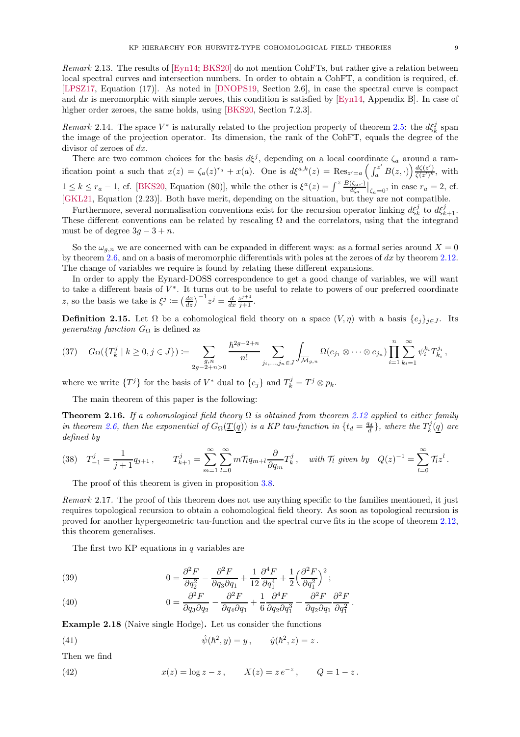*Remark* 2.13. The results of [Eyn14; BKS20] do not mention CohFTs, but rather give a relation between local spectral curves and intersection numbers. In order to obtain a CohFT, a condition is required, cf. [LPSZ17, Equation (17)]. As noted in [DNOPS19, Section 2.6], in case the spectral curve is compact and $dx$ is meromorphic with simple zeroes, this condition is satisfied by [Eyn14, Appendix B]. In case of higher order zeroes, the same holds, using [BKS20, Section 7.2.3].

*Remark* 2.14. The space $V^*$ is naturally related to the projection property of theorem 2.5: the $d\xi_k^j$ span the image of the projection operator. Its dimension, the rank of the CohFT, equals the degree of the divisor of zeroes of $dx$.

There are two common choices for the basis $d\xi^j$, depending on a local coordinate $\zeta_a$ around a ramification point $a$ such that $x(z) = \zeta_a(z)^{r_a} + x(a)$. One is $d\xi^{a,k}(z) = \operatorname{Res}_{z'=a}\Big(\int_a^{z'} B(z,\cdot)\Big)\frac{d\zeta(z')}{\zeta(z')^k}$, with $1 \leq k \leq r_a - 1$, cf. [BKS20, Equation (80)], while the other is $\xi^a(z) = \int^z \frac{B(\zeta_a,\cdot)}{d\zeta_a}\Big|_{\zeta_a=0}$, in case $r_a = 2$, cf. [GKL21, Equation (2.23)]. Both have merit, depending on the situation, but they are not compatible.

Furthermore, several normalisation conventions exist for the recursion operator linking $d\xi_k^j$ to $d\xi_{k+1}^j$. These different conventions can be related by rescaling $\Omega$ and the correlators, using that the integrand must be of degree $3g - 3 + n$.

So the $\omega_{g,n}$ we are concerned with can be expanded in different ways: as a formal series around $X = 0$ by theorem 2.6, and on a basis of meromorphic differentials with poles at the zeroes of $dx$ by theorem 2.12. The change of variables we require is found by relating these different expansions.

In order to apply the Eynard-DOSS correspondence to get a good change of variables, we will want to take a different basis of $V^*$. It turns out to be useful to relate to powers of our preferred coordinate $z$, so the basis we take is $\xi^j \coloneqq \big(\frac{dx}{dz}\big)^{-1} z^j = \frac{d}{dx}\frac{z^{j+1}}{j+1}$.

**Definition 2.15.** Let $\Omega$ be a cohomological field theory on a space $(V, \eta)$ with a basis $\{e_j\}_{j\in J}$. Its *generating function* $G_\Omega$ is defined as

$$
(37) \quad G_\Omega(\{T_k^j \mid k \geq 0, j \in J\}) \coloneqq \sum_{\substack{g,n \\ 2g-2+n>0}} \frac{\hbar^{2g-2+n}}{n!} \sum_{j_1,\dots,j_n \in J} \int_{\overline{\mathcal{M}}_{g,n}} \Omega(e_{j_1} \otimes \cdots \otimes e_{j_n}) \prod_{i=1}^n \sum_{k_i=1}^\infty \psi_i^{k_i} T_{k_i}^{j_i}\,,
$$

where we write $\{T^j\}$ for the basis of $V^*$ dual to $\{e_j\}$ and $T_k^j = T^j \otimes p_k$.

The main theorem of this paper is the following:

**Theorem 2.16.** *If a cohomological field theory $\Omega$ is obtained from theorem 2.12 applied to either family in theorem 2.6, then the exponential of $G_\Omega(\underline{T}(\underline{q}))$ is a KP tau-function in $\{t_d = \frac{q_d}{d}\}$, where the $T_k^j(\underline{q})$ are defined by*

$$
(38) \quad T_{-1}^j = \frac{1}{j+1} q_{j+1}\,, \qquad T_{k+1}^j = \sum_{m=1}^\infty \sum_{l=0}^\infty m \mathcal{T}_l q_{m+l} \frac{\partial}{\partial q_m} T_k^j\,, \quad \textit{with } \mathcal{T}_l \textit{ given by} \quad Q(z)^{-1} = \sum_{l=0}^\infty \mathcal{T}_l z^l\,.
$$

The proof of this theorem is given in proposition 3.8.

*Remark* 2.17. The proof of this theorem does not use anything specific to the families mentioned, it just requires topological recursion to obtain a cohomological field theory. As soon as topological recursion is proved for another hypergeometric tau-function and the spectral curve fits in the scope of theorem 2.12, this theorem generalises.

The first two KP equations in $q$ variables are

$$
(39) \qquad 0 = \frac{\partial^2 F}{\partial q_2^2} - \frac{\partial^2 F}{\partial q_3 \partial q_1} + \frac{1}{12}\frac{\partial^4 F}{\partial q_1^4} + \frac{1}{2}\Big(\frac{\partial^2 F}{\partial q_1^2}\Big)^2\,;
$$

$$
(40) \qquad 0 = \frac{\partial^2 F}{\partial q_3 \partial q_2} - \frac{\partial^2 F}{\partial q_4 \partial q_1} + \frac{1}{6}\frac{\partial^4 F}{\partial q_2 \partial q_1^3} + \frac{\partial^2 F}{\partial q_2 \partial q_1}\frac{\partial^2 F}{\partial q_1^2}\,.
$$

**Example 2.18** (Naive single Hodge)**.** Let us consider the functions

$$
(41) \qquad \hat{\psi}(\hbar^2, y) = y\,, \qquad \hat{y}(\hbar^2, z) = z\,.
$$

Then we find

$$
(42) \qquad x(z) = \log z - z\,, \qquad X(z) = z\,e^{-z}\,, \qquad Q = 1 - z\,.
$$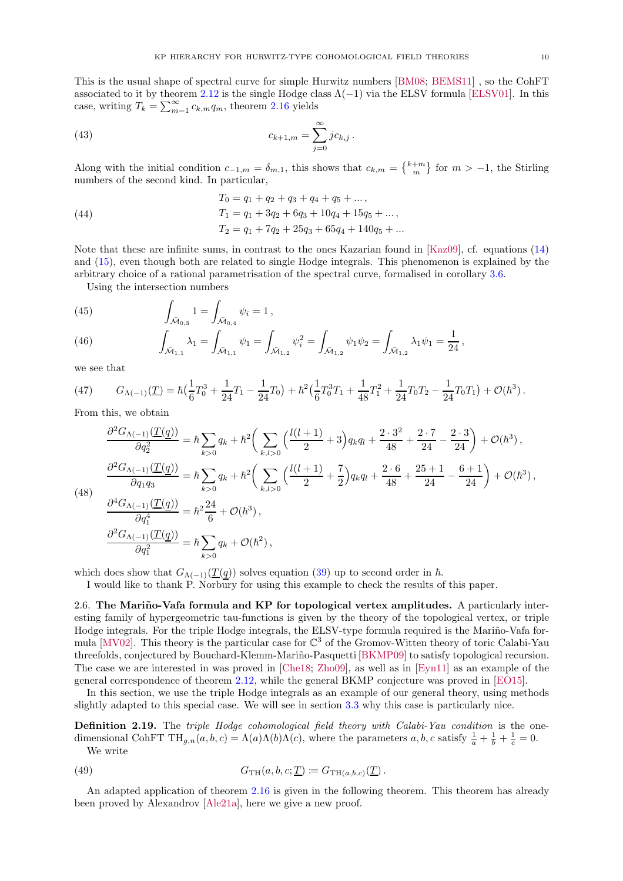This is the usual shape of spectral curve for simple Hurwitz numbers [BM08; BEMS11] , so the CohFT associated to it by theorem 2.12 is the single Hodge class $\Lambda(-1)$ via the ELSV formula [ELSV01]. In this case, writing $T_k = \sum_{m=1}^{\infty} c_{k,m} q_m$, theorem 2.16 yields

$$c_{k+1,m} = \sum_{j=0}^{\infty} j c_{k,j}\,. \tag{43}$$

Along with the initial condition $c_{-1,m} = \delta_{m,1}$, this shows that $c_{k,m} = \left\{ {k+m \atop m} \right\}$ for $m > -1$, the Stirling numbers of the second kind. In particular,

$$\begin{aligned}
T_0 &= q_1 + q_2 + q_3 + q_4 + q_5 + \dots\,,\\
T_1 &= q_1 + 3q_2 + 6q_3 + 10q_4 + 15q_5 + \dots\,,\\
T_2 &= q_1 + 7q_2 + 25q_3 + 65q_4 + 140q_5 + \dots
\end{aligned} \tag{44}$$

Note that these are infinite sums, in contrast to the ones Kazarian found in [Kaz09], cf. equations (14) and (15), even though both are related to single Hodge integrals. This phenomenon is explained by the arbitrary choice of a rational parametrisation of the spectral curve, formalised in corollary 3.6.

Using the intersection numbers

$$\int_{\bar{\mathcal{M}}_{0,3}} 1 = \int_{\bar{\mathcal{M}}_{0,4}} \psi_i = 1\,, \tag{45}$$

$$\int_{\bar{\mathcal{M}}_{1,1}} \lambda_1 = \int_{\bar{\mathcal{M}}_{1,1}} \psi_1 = \int_{\bar{\mathcal{M}}_{1,2}} \psi_i^2 = \int_{\bar{\mathcal{M}}_{1,2}} \psi_1\psi_2 = \int_{\bar{\mathcal{M}}_{1,2}} \lambda_1\psi_1 = \frac{1}{24}\,, \tag{46}$$

we see that

$$G_{\Lambda(-1)}(\underline{T}) = \hbar\Big(\frac{1}{6}T_0^3 + \frac{1}{24}T_1 - \frac{1}{24}T_0\Big) + \hbar^2\Big(\frac{1}{6}T_0^3T_1 + \frac{1}{48}T_1^2 + \frac{1}{24}T_0T_2 - \frac{1}{24}T_0T_1\Big) + \mathcal{O}(\hbar^3)\,. \tag{47}$$

From this, we obtain

$$\begin{aligned}
\frac{\partial^2 G_{\Lambda(-1)}(\underline{T}(\underline{q}))}{\partial q_2^2} &= \hbar\sum_{k>0} q_k + \hbar^2\Big(\sum_{k,l>0}\Big(\frac{l(l+1)}{2} + 3\Big)q_kq_l + \frac{2\cdot 3^2}{48} + \frac{2\cdot 7}{24} - \frac{2\cdot 3}{24}\Big) + \mathcal{O}(\hbar^3)\,,\\
\frac{\partial^2 G_{\Lambda(-1)}(\underline{T}(\underline{q}))}{\partial q_1 q_3} &= \hbar\sum_{k>0} q_k + \hbar^2\Big(\sum_{k,l>0}\Big(\frac{l(l+1)}{2} + \frac{7}{2}\Big)q_kq_l + \frac{2\cdot 6}{48} + \frac{25+1}{24} - \frac{6+1}{24}\Big) + \mathcal{O}(\hbar^3)\,,\\
\frac{\partial^4 G_{\Lambda(-1)}(\underline{T}(\underline{q}))}{\partial q_1^4} &= \hbar^2\frac{24}{6} + \mathcal{O}(\hbar^3)\,,\\
\frac{\partial^2 G_{\Lambda(-1)}(\underline{T}(\underline{q}))}{\partial q_1^2} &= \hbar\sum_{k>0} q_k + \mathcal{O}(\hbar^2)\,,
\end{aligned} \tag{48}$$

which does show that $G_{\Lambda(-1)}(\underline{T}(\underline{q}))$ solves equation (39) up to second order in $\hbar$.

I would like to thank P. Norbury for using this example to check the results of this paper.

### 2.6. The Mariño-Vafa formula and KP for topological vertex amplitudes.

A particularly interesting family of hypergeometric tau-functions is given by the theory of the topological vertex, or triple Hodge integrals. For the triple Hodge integrals, the ELSV-type formula required is the Mariño-Vafa formula [MV02]. This theory is the particular case for $\mathbb{C}^3$ of the Gromov-Witten theory of toric Calabi-Yau threefolds, conjectured by Bouchard-Klemm-Mariño-Pasquetti [BKMP09] to satisfy topological recursion. The case we are interested in was proved in [Che18; Zho09], as well as in [Eyn11] as an example of the general correspondence of theorem 2.12, while the general BKMP conjecture was proved in [EO15].

In this section, we use the triple Hodge integrals as an example of our general theory, using methods slightly adapted to this special case. We will see in section 3.3 why this case is particularly nice.

**Definition 2.19.** The *triple Hodge cohomological field theory with Calabi-Yau condition* is the one-dimensional CohFT $\mathrm{TH}_{g,n}(a,b,c) = \Lambda(a)\Lambda(b)\Lambda(c)$, where the parameters $a,b,c$ satisfy $\frac{1}{a} + \frac{1}{b} + \frac{1}{c} = 0$.

We write

$$G_{\mathrm{TH}}(a,b,c;\underline{T}) \coloneqq G_{\mathrm{TH}(a,b,c)}(\underline{T})\,. \tag{49}$$

An adapted application of theorem 2.16 is given in the following theorem. This theorem has already been proved by Alexandrov [Ale21a], here we give a new proof.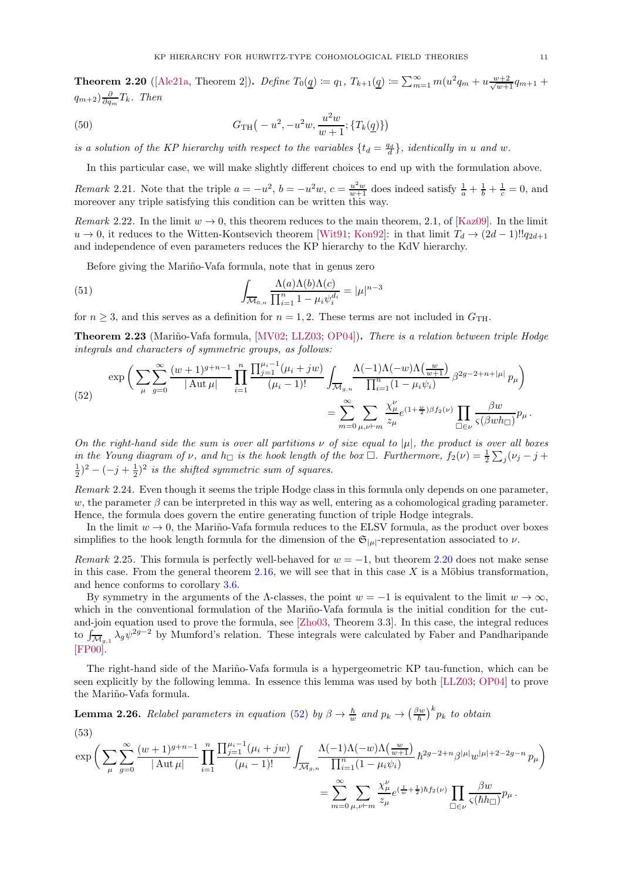**Theorem 2.20** ([Ale21a, Theorem 2])**.** *Define* $T_0(\underline{q}) \coloneqq q_1$, $T_{k+1}(\underline{q}) \coloneqq \sum_{m=1}^\infty m(u^2 q_m + u\frac{w+2}{\sqrt{w+1}} q_{m+1} + q_{m+2}) \frac{\partial}{\partial q_m} T_k$. *Then*

$$
G_{\mathrm{TH}}\big( -u^2, -u^2 w, \frac{u^2 w}{w+1}; \{T_k(\underline{q})\}\big) \tag{50}
$$

*is a solution of the KP hierarchy with respect to the variables* $\{t_d = \frac{q_d}{d}\}$*, identically in* $u$ *and* $w$*.*

In this particular case, we will make slightly different choices to end up with the formulation above.

*Remark* 2.21. Note that the triple $a = -u^2$, $b = -u^2 w$, $c = \frac{u^2 w}{w+1}$ does indeed satisfy $\frac{1}{a} + \frac{1}{b} + \frac{1}{c} = 0$, and moreover any triple satisfying this condition can be written this way.

*Remark* 2.22. In the limit $w \to 0$, this theorem reduces to the main theorem, 2.1, of [Kaz09]. In the limit $u \to 0$, it reduces to the Witten-Kontsevich theorem [Wit91; Kon92]: in that limit $T_d \to (2d-1)!! q_{2d+1}$ and independence of even parameters reduces the KP hierarchy to the KdV hierarchy.

Before giving the Mariño-Vafa formula, note that in genus zero

$$
\int_{\overline{\mathcal{M}}_{0,n}} \frac{\Lambda(a)\Lambda(b)\Lambda(c)}{\prod_{i=1}^n 1 - \mu_i \psi_i^{d_i}} = |\mu|^{n-3} \tag{51}
$$

for $n \geq 3$, and this serves as a definition for $n = 1, 2$. These terms are not included in $G_{\mathrm{TH}}$.

**Theorem 2.23** (Mariño-Vafa formula, [MV02; LLZ03; OP04])**.** *There is a relation between triple Hodge integrals and characters of symmetric groups, as follows:*

$$
\begin{aligned}
\exp\Big( \sum_\mu \sum_{g=0}^\infty \frac{(w+1)^{g+n-1}}{|\operatorname{Aut}\mu|} \prod_{i=1}^n \frac{\prod_{j=1}^{\mu_i - 1}(\mu_i + jw)}{(\mu_i - 1)!} \int_{\overline{\mathcal{M}}_{g,n}} \frac{\Lambda(-1)\Lambda(-w)\Lambda\big(\frac{w}{w+1}\big)}{\prod_{i=1}^n (1 - \mu_i \psi_i)} \beta^{2g-2+n+|\mu|} p_\mu \Big) \\
= \sum_{m=0}^\infty \sum_{\mu,\nu \vdash m} \frac{\chi^\nu_\mu}{z_\mu} e^{(1+\frac{w}{2})\beta f_2(\nu)} \prod_{\square \in \nu} \frac{\beta w}{\varsigma(\beta w h_\square)} p_\mu \,.
\end{aligned} \tag{52}
$$

*On the right-hand side the sum is over all partitions* $\nu$ *of size equal to* $|\mu|$*, the product is over all boxes in the Young diagram of* $\nu$*, and* $h_\square$ *is the hook length of the box* $\square$*. Furthermore,* $f_2(\nu) = \frac{1}{2}\sum_j (\nu_j - j + \frac{1}{2})^2 - (-j + \frac{1}{2})^2$ *is the shifted symmetric sum of squares.*

*Remark* 2.24. Even though it seems the triple Hodge class in this formula only depends on one parameter, $w$, the parameter $\beta$ can be interpreted in this way as well, entering as a cohomological grading parameter. Hence, the formula does govern the entire generating function of triple Hodge integrals.

In the limit $w \to 0$, the Mariño-Vafa formula reduces to the ELSV formula, as the product over boxes simplifies to the hook length formula for the dimension of the $\mathfrak{S}_{|\mu|}$-representation associated to $\nu$.

*Remark* 2.25. This formula is perfectly well-behaved for $w = -1$, but theorem 2.20 does not make sense in this case. From the general theorem 2.16, we will see that in this case $X$ is a Möbius transformation, and hence conforms to corollary 3.6.

By symmetry in the arguments of the $\Lambda$-classes, the point $w = -1$ is equivalent to the limit $w \to \infty$, which in the conventional formulation of the Mariño-Vafa formula is the initial condition for the cut-and-join equation used to prove the formula, see [Zho03, Theorem 3.3]. In this case, the integral reduces to $\int_{\overline{\mathcal{M}}_{g,1}} \lambda_g \psi^{2g-2}$ by Mumford's relation. These integrals were calculated by Faber and Pandharipande [FP00].

The right-hand side of the Mariño-Vafa formula is a hypergeometric KP tau-function, which can be seen explicitly by the following lemma. In essence this lemma was used by both [LLZ03; OP04] to prove the Mariño-Vafa formula.

**Lemma 2.26.** *Relabel parameters in equation* (52) *by* $\beta \to \frac{\hbar}{w}$ *and* $p_k \to \big(\frac{\beta w}{\hbar}\big)^k p_k$ *to obtain*

$$
\begin{aligned}
\exp\Big( \sum_\mu \sum_{g=0}^\infty \frac{(w+1)^{g+n-1}}{|\operatorname{Aut}\mu|} \prod_{i=1}^n \frac{\prod_{j=1}^{\mu_i - 1}(\mu_i + jw)}{(\mu_i - 1)!} \int_{\overline{\mathcal{M}}_{g,n}} \frac{\Lambda(-1)\Lambda(-w)\Lambda\big(\frac{w}{w+1}\big)}{\prod_{i=1}^n (1 - \mu_i \psi_i)} \hbar^{2g-2+n} \beta^{|\mu|} w^{|\mu|+2-2g-n} p_\mu \Big) \\
= \sum_{m=0}^\infty \sum_{\mu,\nu \vdash m} \frac{\chi^\nu_\mu}{z_\mu} e^{(\frac{1}{w}+\frac{1}{2})\hbar f_2(\nu)} \prod_{\square \in \nu} \frac{\beta w}{\varsigma(\hbar h_\square)} p_\mu \,.
\end{aligned} \tag{53}
$$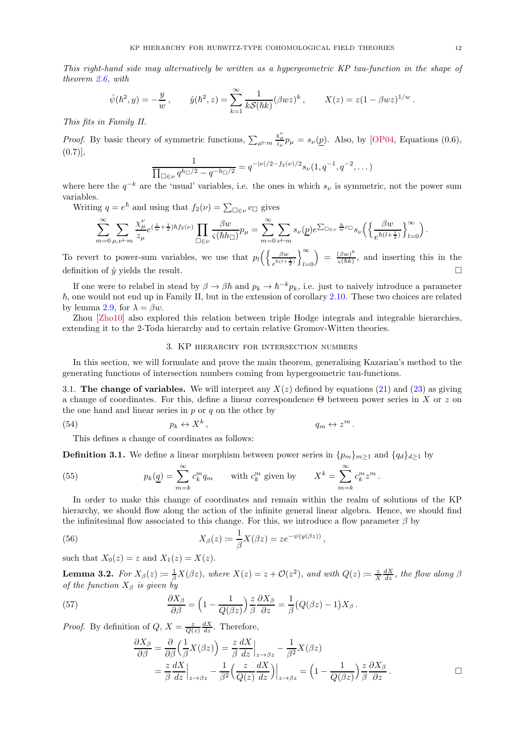*This right-hand side may alternatively be written as a hypergeometric KP tau-function in the shape of theorem 2.6, with*

$$\hat{\psi}(\hbar^2, y) = -\frac{y}{w}\,, \qquad \hat{y}(\hbar^2, z) = \sum_{k=1}^{\infty} \frac{1}{k\mathcal{S}(\hbar k)}(\beta w z)^k\,, \qquad X(z) = z(1-\beta w z)^{1/w}\,.$$

*This fits in Family II.*

*Proof.* By basic theory of symmetric functions, $\sum_{\mu \vdash m} \frac{\chi^\nu_\mu}{z_\mu} p_\mu = s_\nu(\underline{p})$. Also, by [OP04, Equations (0.6), (0.7)],

$$\frac{1}{\prod_{\square\in\nu} q^{h_\square/2} - q^{-h_\square/2}} = q^{-|\nu|/2 - f_2(\nu)/2} s_\nu(1, q^{-1}, q^{-2}, \dots)$$

where here the $q^{-k}$ are the 'usual' variables, i.e. the ones in which $s_\nu$ is symmetric, not the power sum variables.

Writing $q = e^\hbar$ and using that $f_2(\nu) = \sum_{\square\in\nu} c_\square$ gives

$$\sum_{m=0}^{\infty} \sum_{\mu,\nu\vdash m} \frac{\chi^\nu_\mu}{z_\mu} e^{(\frac{1}{w}+\frac{1}{2})\hbar f_2(\nu)} \prod_{\square\in\nu} \frac{\beta w}{\varsigma(\hbar h_\square)} p_\mu = \sum_{m=0}^{\infty} \sum_{\nu\vdash m} s_\nu(\underline{p}) e^{\sum_{\square\in\nu} \frac{\hbar}{w} c_\square} s_\nu\Big(\Big\{\frac{\beta w}{e^{\hbar(l+\frac{1}{2})}}\Big\}_{l=0}^{\infty}\Big)\,.$$

To revert to power-sum variables, we use that $p_l\Big(\Big\{\frac{\beta w}{e^{\hbar(l+\frac{1}{2})}}\Big\}_{l=0}^{\infty}\Big) = \frac{(\beta w)^k}{\varsigma(\hbar k)}$, and inserting this in the definition of $\hat{y}$ yields the result. $\square$

If one were to relabel in stead by $\beta \to \beta\hbar$ and $p_k \to \hbar^{-k} p_k$, i.e. just to naively introduce a parameter $\hbar$, one would not end up in Family II, but in the extension of corollary 2.10. These two choices are related by lemma 2.9, for $\lambda = \beta w$.

Zhou [Zho10] also explored this relation between triple Hodge integrals and integrable hierarchies, extending it to the 2-Toda hierarchy and to certain relative Gromov-Witten theories.

## 3. KP hierarchy for intersection numbers

In this section, we will formulate and prove the main theorem, generalising Kazarian's method to the generating functions of intersection numbers coming from hypergeometric tau-functions.

### 3.1. The change of variables.

We will interpret any $X(z)$ defined by equations (21) and (23) as giving a change of coordinates. For this, define a linear correspondence $\Theta$ between power series in $X$ or $z$ on the one hand and linear series in $p$ or $q$ on the other by

$$p_k \leftrightarrow X^k\,, \qquad\qquad q_m \leftrightarrow z^m\,. \tag{54}$$

This defines a change of coordinates as follows:

**Definition 3.1.** We define a linear morphism between power series in $\{p_m\}_{m\geq 1}$ and $\{q_d\}_{d\geq 1}$ by

$$p_k(\underline{q}) = \sum_{m=k}^{\infty} c_k^m q_m \qquad \text{with } c_k^m \text{ given by} \qquad X^k = \sum_{m=k}^{\infty} c_k^m z^m\,. \tag{55}$$

In order to make this change of coordinates and remain within the realm of solutions of the KP hierarchy, we should flow along the action of the infinite general linear algebra. Hence, we should find the infinitesimal flow associated to this change. For this, we introduce a flow parameter $\beta$ by

$$X_\beta(z) \coloneqq \frac{1}{\beta} X(\beta z) = z e^{-\psi(y(\beta z))}\,, \tag{56}$$

such that $X_0(z) = z$ and $X_1(z) = X(z)$.

**Lemma 3.2.** *For $X_\beta(z) \coloneqq \frac{1}{\beta}X(\beta z)$, where $X(z) = z + \mathcal{O}(z^2)$, and with $Q(z) \coloneqq \frac{z}{X}\frac{dX}{dz}$, the flow along $\beta$ of the function $X_\beta$ is given by*

$$\frac{\partial X_\beta}{\partial \beta} = \Big(1 - \frac{1}{Q(\beta z)}\Big)\frac{z}{\beta}\frac{\partial X_\beta}{\partial z} = \frac{1}{\beta}\big(Q(\beta z) - 1\big) X_\beta\,. \tag{57}$$

*Proof.* By definition of $Q$, $X = \frac{z}{Q(z)}\frac{dX}{dz}$. Therefore,

$$\begin{aligned}
\frac{\partial X_\beta}{\partial \beta} &= \frac{\partial}{\partial \beta}\Big(\frac{1}{\beta}X(\beta z)\Big) = \frac{z}{\beta}\frac{dX}{dz}\Big|_{z\to\beta z} - \frac{1}{\beta^2}X(\beta z) \\
&= \frac{z}{\beta}\frac{dX}{dz}\Big|_{z\to\beta z} - \frac{1}{\beta^2}\Big(\frac{z}{Q(z)}\frac{dX}{dz}\Big)\Big|_{z\to\beta z} = \Big(1 - \frac{1}{Q(\beta z)}\Big)\frac{z}{\beta}\frac{\partial X_\beta}{\partial z}\,.
\end{aligned}$$

$\square$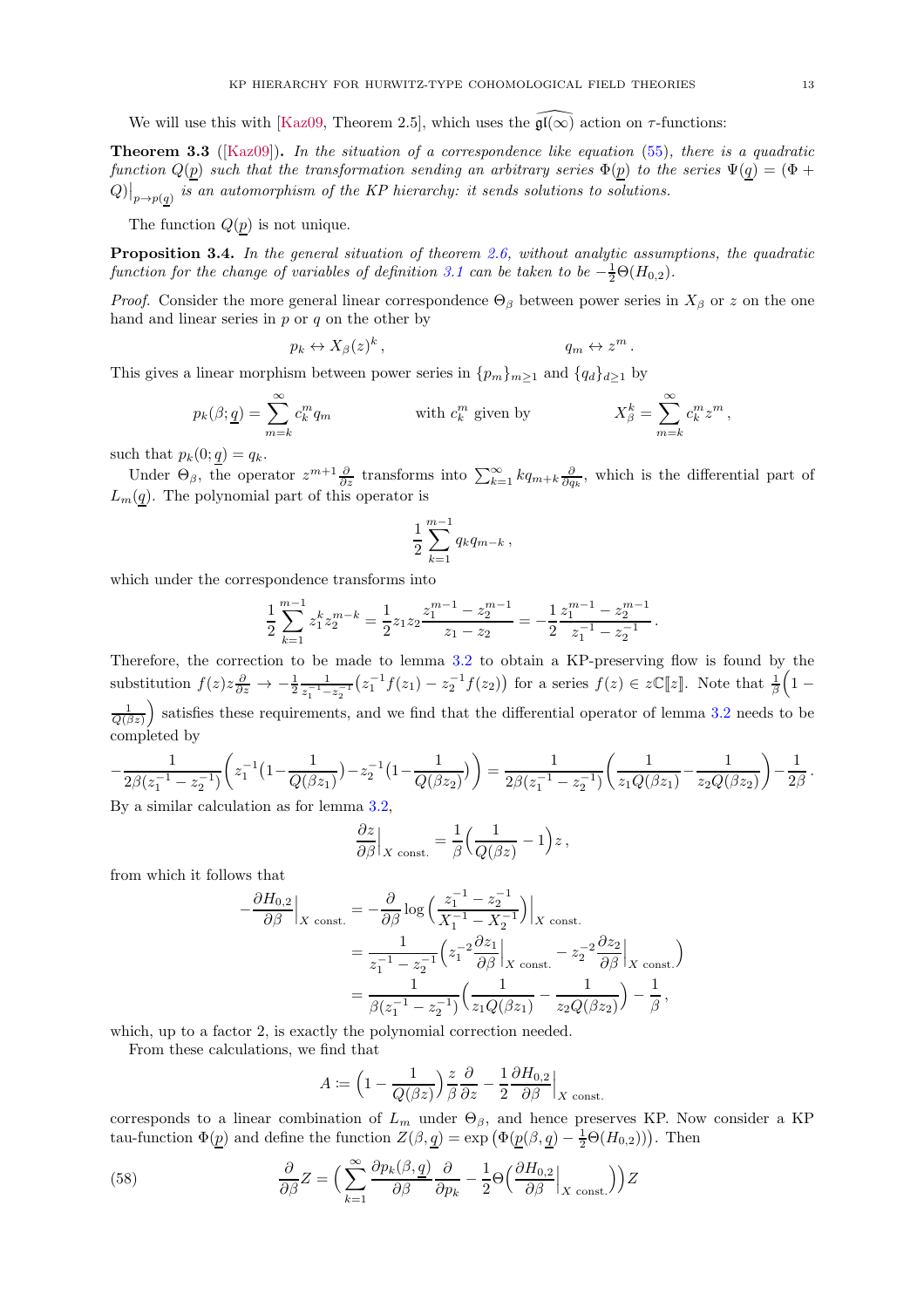We will use this with [Kaz09, Theorem 2.5], which uses the $\widehat{\mathfrak{gl}(\infty)}$ action on $\tau$-functions:

**Theorem 3.3** ([Kaz09])**.** *In the situation of a correspondence like equation (55), there is a quadratic function $Q(\underline{p})$ such that the transformation sending an arbitrary series $\Phi(\underline{p})$ to the series $\Psi(\underline{q}) = (\Phi + Q)\big|_{p\to p(\underline{q})}$ is an automorphism of the KP hierarchy: it sends solutions to solutions.*

The function $Q(\underline{p})$ is not unique.

**Proposition 3.4.** *In the general situation of theorem 2.6, without analytic assumptions, the quadratic function for the change of variables of definition 3.1 can be taken to be $-\frac{1}{2}\Theta(H_{0,2})$.*

*Proof.* Consider the more general linear correspondence $\Theta_\beta$ between power series in $X_\beta$ or $z$ on the one hand and linear series in $p$ or $q$ on the other by

$$p_k \leftrightarrow X_\beta(z)^k\,, \qquad\qquad q_m \leftrightarrow z^m\,.$$

This gives a linear morphism between power series in $\{p_m\}_{m\geq 1}$ and $\{q_d\}_{d\geq 1}$ by

$$p_k(\beta;\underline{q}) = \sum_{m=k}^{\infty} c_k^m q_m \qquad \text{with } c_k^m \text{ given by} \qquad X_\beta^k = \sum_{m=k}^{\infty} c_k^m z^m\,,$$

such that $p_k(0;\underline{q}) = q_k$.

Under $\Theta_\beta$, the operator $z^{m+1}\frac{\partial}{\partial z}$ transforms into $\sum_{k=1}^{\infty} k q_{m+k}\frac{\partial}{\partial q_k}$, which is the differential part of $L_m(\underline{q})$. The polynomial part of this operator is

$$\frac{1}{2}\sum_{k=1}^{m-1} q_k q_{m-k}\,,$$

which under the correspondence transforms into

$$\frac{1}{2}\sum_{k=1}^{m-1} z_1^k z_2^{m-k} = \frac{1}{2} z_1 z_2 \frac{z_1^{m-1}-z_2^{m-1}}{z_1-z_2} = -\frac{1}{2}\frac{z_1^{m-1}-z_2^{m-1}}{z_1^{-1}-z_2^{-1}}\,.$$

Therefore, the correction to be made to lemma 3.2 to obtain a KP-preserving flow is found by the substitution $f(z)z\frac{\partial}{\partial z} \to -\frac{1}{2}\frac{1}{z_1^{-1}-z_2^{-1}}\big(z_1^{-1}f(z_1) - z_2^{-1}f(z_2)\big)$ for a series $f(z) \in z\mathbb{C}[\![z]\!]$. Note that $\frac{1}{\beta}\Big(1 - \frac{1}{Q(\beta z)}\Big)$ satisfies these requirements, and we find that the differential operator of lemma 3.2 needs to be completed by

$$-\frac{1}{2\beta(z_1^{-1}-z_2^{-1})}\Big(z_1^{-1}\big(1-\frac{1}{Q(\beta z_1)}\big) - z_2^{-1}\big(1-\frac{1}{Q(\beta z_2)}\big)\Big) = \frac{1}{2\beta(z_1^{-1}-z_2^{-1})}\Big(\frac{1}{z_1 Q(\beta z_1)} - \frac{1}{z_2 Q(\beta z_2)}\Big) - \frac{1}{2\beta}\,.$$

By a similar calculation as for lemma 3.2,

$$\frac{\partial z}{\partial \beta}\Big|_{X \text{ const.}} = \frac{1}{\beta}\Big(\frac{1}{Q(\beta z)} - 1\Big)z\,,$$

from which it follows that

$$\begin{aligned}
-\frac{\partial H_{0,2}}{\partial \beta}\Big|_{X\text{ const.}} &= -\frac{\partial}{\partial\beta}\log\Big(\frac{z_1^{-1}-z_2^{-1}}{X_1^{-1}-X_2^{-1}}\Big)\Big|_{X\text{ const.}}\\
&= \frac{1}{z_1^{-1}-z_2^{-1}}\Big(z_1^{-2}\frac{\partial z_1}{\partial\beta}\Big|_{X\text{ const.}} - z_2^{-2}\frac{\partial z_2}{\partial\beta}\Big|_{X\text{ const.}}\Big)\\
&= \frac{1}{\beta(z_1^{-1}-z_2^{-1})}\Big(\frac{1}{z_1 Q(\beta z_1)} - \frac{1}{z_2 Q(\beta z_2)}\Big) - \frac{1}{\beta}\,,
\end{aligned}$$

which, up to a factor 2, is exactly the polynomial correction needed.

From these calculations, we find that

$$A := \Big(1 - \frac{1}{Q(\beta z)}\Big)\frac{z}{\beta}\frac{\partial}{\partial z} - \frac{1}{2}\frac{\partial H_{0,2}}{\partial \beta}\Big|_{X\text{ const.}}$$

corresponds to a linear combination of $L_m$ under $\Theta_\beta$, and hence preserves KP. Now consider a KP tau-function $\Phi(\underline{p})$ and define the function $Z(\beta,\underline{q}) = \exp\big(\Phi(\underline{p}(\beta,\underline{q}) - \frac{1}{2}\Theta(H_{0,2}))\big)$. Then

$$\frac{\partial}{\partial\beta}Z = \Big(\sum_{k=1}^{\infty}\frac{\partial p_k(\beta,\underline{q})}{\partial\beta}\frac{\partial}{\partial p_k} - \frac{1}{2}\Theta\Big(\frac{\partial H_{0,2}}{\partial\beta}\Big|_{X\text{ const.}}\Big)\Big)Z \tag{58}$$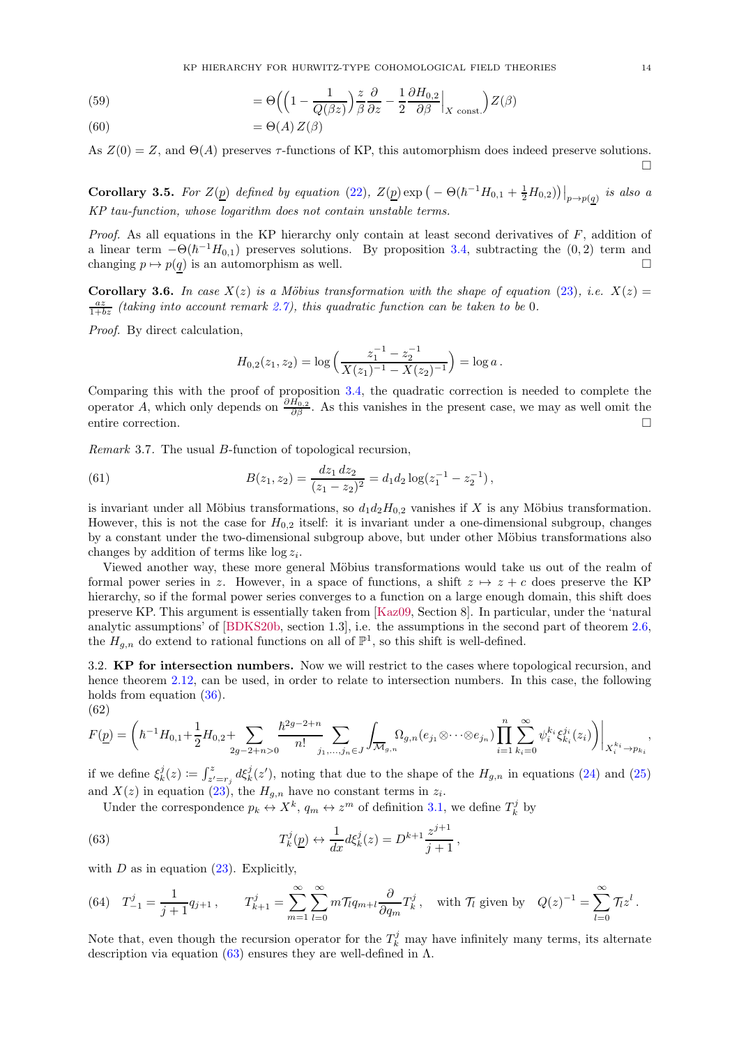$$= \Theta\Big(\Big(1 - \frac{1}{Q(\beta z)}\Big)\frac{z}{\beta}\frac{\partial}{\partial z} - \frac{1}{2}\frac{\partial H_{0,2}}{\partial \beta}\Big|_{X \text{ const.}}\Big) Z(\beta) \tag{59}$$

$$= \Theta(A)\, Z(\beta) \tag{60}$$

As $Z(0) = Z$, and $\Theta(A)$ preserves $\tau$-functions of KP, this automorphism does indeed preserve solutions. □

**Corollary 3.5.** *For $Z(\underline{p})$ defined by equation (22), $Z(\underline{p}) \exp\big(-\Theta(\hbar^{-1}H_{0,1} + \frac{1}{2}H_{0,2})\big)\big|_{p \to p(\underline{q})}$ is also a KP tau-function, whose logarithm does not contain unstable terms.*

*Proof.* As all equations in the KP hierarchy only contain at least second derivatives of $F$, addition of a linear term $-\Theta(\hbar^{-1}H_{0,1})$ preserves solutions. By proposition 3.4, subtracting the $(0,2)$ term and changing $p \mapsto p(\underline{q})$ is an automorphism as well. □

**Corollary 3.6.** *In case $X(z)$ is a Möbius transformation with the shape of equation (23), i.e. $X(z) = \frac{az}{1+bz}$ (taking into account remark 2.7), this quadratic function can be taken to be $0$.*

*Proof.* By direct calculation,

$$H_{0,2}(z_1, z_2) = \log\Big(\frac{z_1^{-1} - z_2^{-1}}{X(z_1)^{-1} - X(z_2)^{-1}}\Big) = \log a\,.$$

Comparing this with the proof of proposition 3.4, the quadratic correction is needed to complete the operator $A$, which only depends on $\frac{\partial H_{0,2}}{\partial \beta}$. As this vanishes in the present case, we may as well omit the entire correction. □

*Remark* 3.7. The usual $B$-function of topological recursion,

$$B(z_1, z_2) = \frac{dz_1\, dz_2}{(z_1 - z_2)^2} = d_1 d_2 \log(z_1^{-1} - z_2^{-1})\,, \tag{61}$$

is invariant under all Möbius transformations, so $d_1 d_2 H_{0,2}$ vanishes if $X$ is any Möbius transformation. However, this is not the case for $H_{0,2}$ itself: it is invariant under a one-dimensional subgroup, changes by a constant under the two-dimensional subgroup above, but under other Möbius transformations also changes by addition of terms like $\log z_i$.

Viewed another way, these more general Möbius transformations would take us out of the realm of formal power series in $z$. However, in a space of functions, a shift $z \mapsto z + c$ does preserve the KP hierarchy, so if the formal power series converges to a function on a large enough domain, this shift does preserve KP. This argument is essentially taken from [Kaz09, Section 8]. In particular, under the 'natural analytic assumptions' of [BDKS20b, section 1.3], i.e. the assumptions in the second part of theorem 2.6, the $H_{g,n}$ do extend to rational functions on all of $\mathbb{P}^1$, so this shift is well-defined.

3.2. **KP for intersection numbers.** Now we will restrict to the cases where topological recursion, and hence theorem 2.12, can be used, in order to relate to intersection numbers. In this case, the following holds from equation (36).

$$F(\underline{p}) = \bigg(\hbar^{-1}H_{0,1} + \frac{1}{2}H_{0,2} + \sum_{2g-2+n>0} \frac{\hbar^{2g-2+n}}{n!} \sum_{j_1,\dots,j_n \in J} \int_{\overline{\mathcal{M}}_{g,n}} \Omega_{g,n}(e_{j_1} \otimes \cdots \otimes e_{j_n}) \prod_{i=1}^n \sum_{k_i=0}^\infty \psi_i^{k_i} \xi_{k_i}^{j_i}(z_i)\bigg)\bigg|_{X_i^{k_i} \to p_{k_i}}, \tag{62}$$

if we define $\xi_k^j(z) \coloneqq \int_{z'=r_j}^z d\xi_k^j(z')$, noting that due to the shape of the $H_{g,n}$ in equations (24) and (25) and $X(z)$ in equation (23), the $H_{g,n}$ have no constant terms in $z_i$.

Under the correspondence $p_k \leftrightarrow X^k$, $q_m \leftrightarrow z^m$ of definition 3.1, we define $T_k^j$ by

$$T_k^j(\underline{p}) \leftrightarrow \frac{1}{dx} d\xi_k^j(z) = D^{k+1}\frac{z^{j+1}}{j+1}\,, \tag{63}$$

with $D$ as in equation (23). Explicitly,

$$T_{-1}^j = \frac{1}{j+1} q_{j+1}\,, \qquad T_{k+1}^j = \sum_{m=1}^\infty \sum_{l=0}^\infty m \mathcal{T}_l q_{m+l} \frac{\partial}{\partial q_m} T_k^j\,, \quad \text{with } \mathcal{T}_l \text{ given by} \quad Q(z)^{-1} = \sum_{l=0}^\infty \mathcal{T}_l z^l\,. \tag{64}$$

Note that, even though the recursion operator for the $T_k^j$ may have infinitely many terms, its alternate description via equation (63) ensures they are well-defined in $\Lambda$.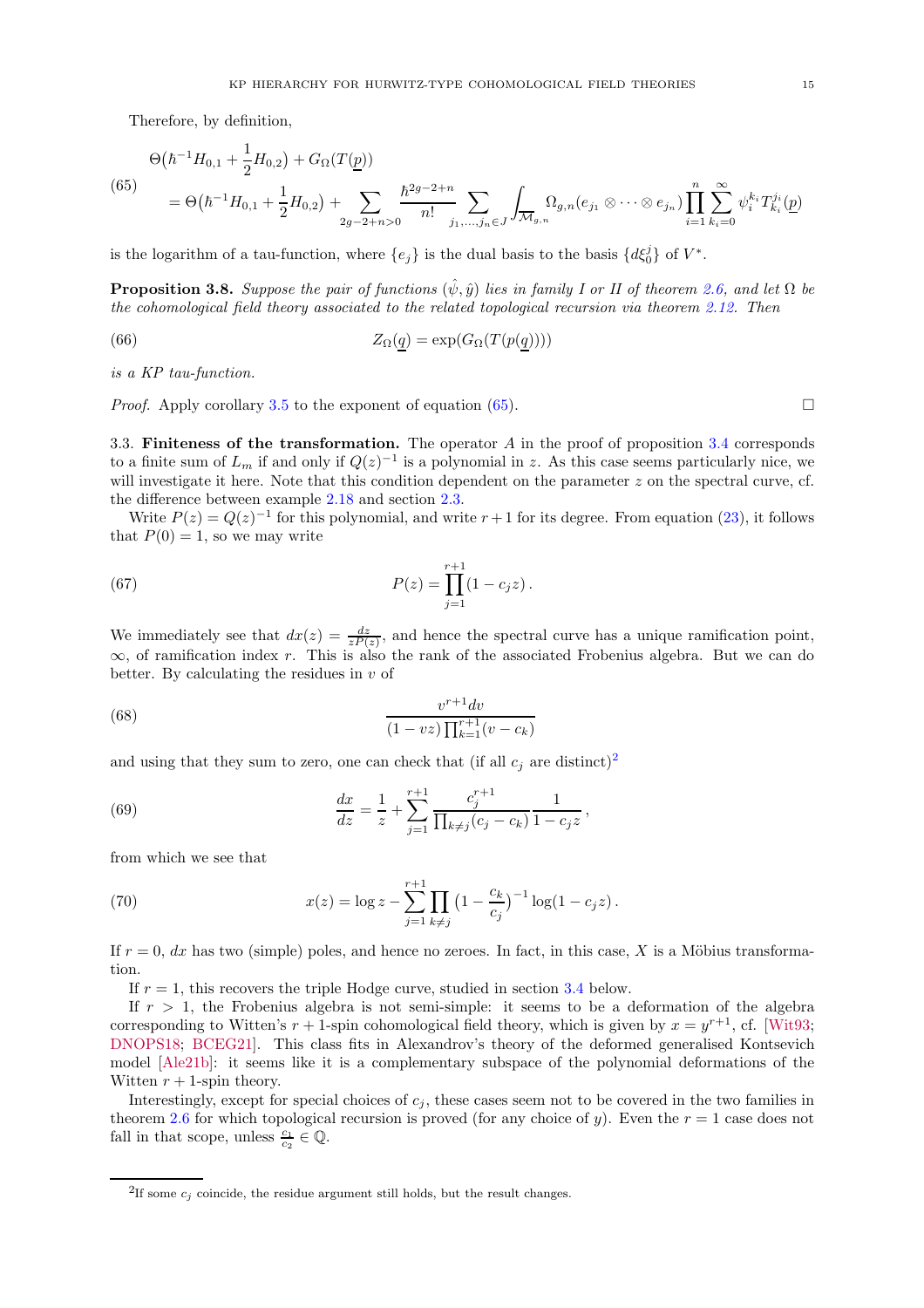Therefore, by definition,

$$
\begin{aligned}
&\Theta\big(\hbar^{-1}H_{0,1}+\frac{1}{2}H_{0,2}\big)+G_\Omega(T(\underline{p})) \\
&\quad=\Theta\big(\hbar^{-1}H_{0,1}+\frac{1}{2}H_{0,2}\big)+\sum_{2g-2+n>0}\frac{\hbar^{2g-2+n}}{n!}\sum_{j_1,\dots,j_n\in J}\int_{\overline{\mathcal{M}}_{g,n}}\Omega_{g,n}(e_{j_1}\otimes\cdots\otimes e_{j_n})\prod_{i=1}^n\sum_{k_i=0}^\infty\psi_i^{k_i}T_{k_i}^{j_i}(\underline{p})
\end{aligned}
\tag{65}
$$

is the logarithm of a tau-function, where $\{e_j\}$ is the dual basis to the basis $\{d\xi_0^j\}$ of $V^*$.

**Proposition 3.8.** *Suppose the pair of functions $(\hat{\psi},\hat{y})$ lies in family I or II of theorem 2.6, and let $\Omega$ be the cohomological field theory associated to the related topological recursion via theorem 2.12. Then*

$$
Z_\Omega(\underline{q})=\exp(G_\Omega(T(p(\underline{q}))))
\tag{66}
$$

*is a KP tau-function.*

*Proof.* Apply corollary 3.5 to the exponent of equation (65). □

3.3. **Finiteness of the transformation.** The operator $A$ in the proof of proposition 3.4 corresponds to a finite sum of $L_m$ if and only if $Q(z)^{-1}$ is a polynomial in $z$. As this case seems particularly nice, we will investigate it here. Note that this condition dependent on the parameter $z$ on the spectral curve, cf. the difference between example 2.18 and section 2.3.

Write $P(z)=Q(z)^{-1}$ for this polynomial, and write $r+1$ for its degree. From equation (23), it follows that $P(0)=1$, so we may write

$$
P(z)=\prod_{j=1}^{r+1}(1-c_jz)\,.
\tag{67}
$$

We immediately see that $dx(z)=\frac{dz}{zP(z)}$, and hence the spectral curve has a unique ramification point, $\infty$, of ramification index $r$. This is also the rank of the associated Frobenius algebra. But we can do better. By calculating the residues in $v$ of

$$
\frac{v^{r+1}dv}{(1-vz)\prod_{k=1}^{r+1}(v-c_k)}
\tag{68}
$$

and using that they sum to zero, one can check that (if all $c_j$ are distinct)[2]

$$
\frac{dx}{dz}=\frac{1}{z}+\sum_{j=1}^{r+1}\frac{c_j^{r+1}}{\prod_{k\neq j}(c_j-c_k)}\frac{1}{1-c_jz}\,,
\tag{69}
$$

from which we see that

$$
x(z)=\log z-\sum_{j=1}^{r+1}\prod_{k\neq j}\big(1-\frac{c_k}{c_j}\big)^{-1}\log(1-c_jz)\,.
\tag{70}
$$

If $r=0$, $dx$ has two (simple) poles, and hence no zeroes. In fact, in this case, $X$ is a Möbius transformation.

If $r=1$, this recovers the triple Hodge curve, studied in section 3.4 below.

If $r>1$, the Frobenius algebra is not semi-simple: it seems to be a deformation of the algebra corresponding to Witten's $r+1$-spin cohomological field theory, which is given by $x=y^{r+1}$, cf. [Wit93; DNOPS18; BCEG21]. This class fits in Alexandrov's theory of the deformed generalised Kontsevich model [Ale21b]: it seems like it is a complementary subspace of the polynomial deformations of the Witten $r+1$-spin theory.

Interestingly, except for special choices of $c_j$, these cases seem not to be covered in the two families in theorem 2.6 for which topological recursion is proved (for any choice of $y$). Even the $r=1$ case does not fall in that scope, unless $\frac{c_1}{c_2}\in\mathbb{Q}$.

[2] If some $c_j$ coincide, the residue argument still holds, but the result changes.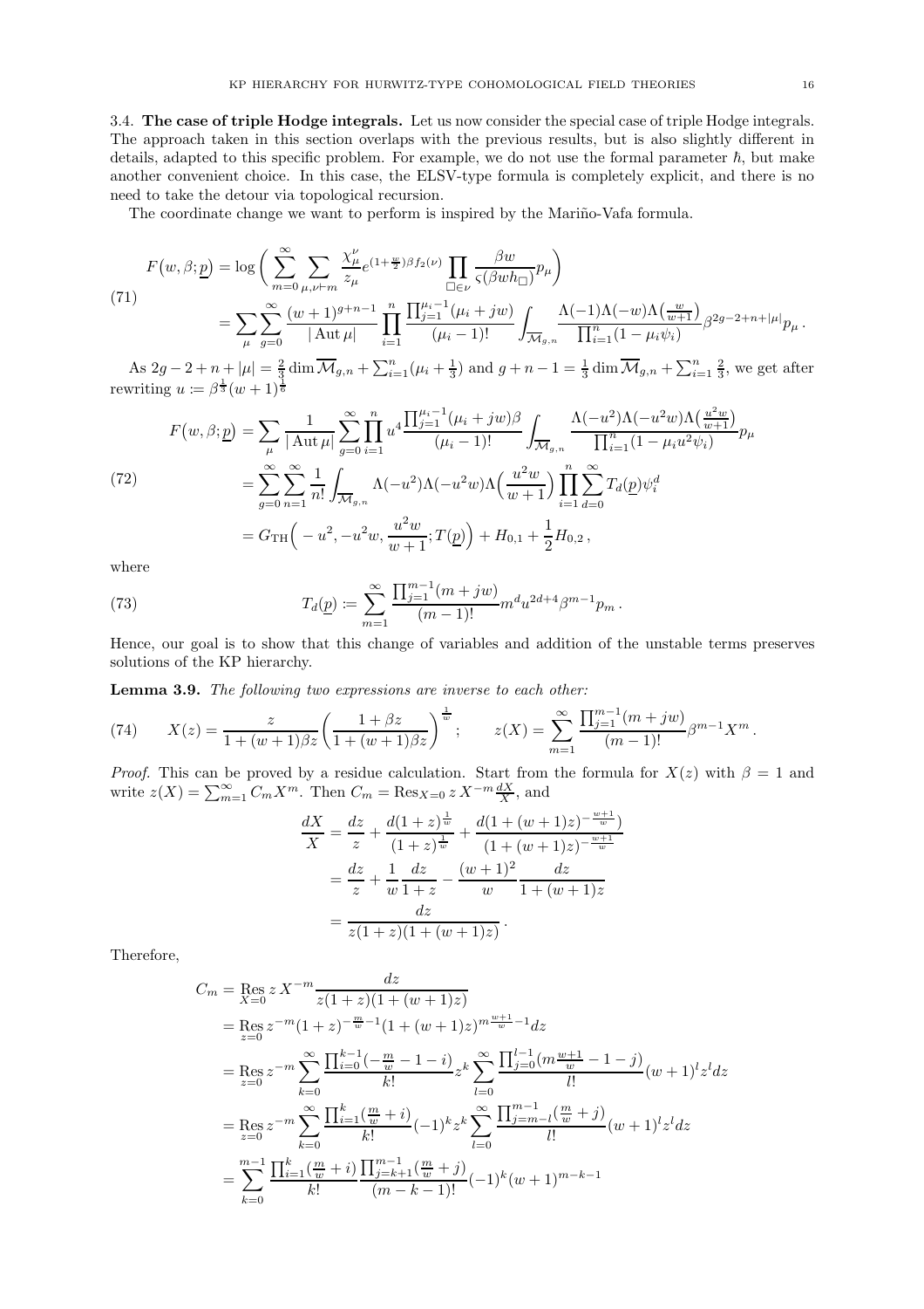3.4. **The case of triple Hodge integrals.** Let us now consider the special case of triple Hodge integrals. The approach taken in this section overlaps with the previous results, but is also slightly different in details, adapted to this specific problem. For example, we do not use the formal parameter $\hbar$, but make another convenient choice. In this case, the ELSV-type formula is completely explicit, and there is no need to take the detour via topological recursion.

The coordinate change we want to perform is inspired by the Mariño-Vafa formula.

$$
\begin{aligned}
F\big(w,\beta;\underline{p}\big) &= \log\bigg(\sum_{m=0}^{\infty}\sum_{\mu,\nu\vdash m}\frac{\chi^{\nu}_{\mu}}{z_\mu}e^{(1+\frac{w}{2})\beta f_2(\nu)}\prod_{\square\in\nu}\frac{\beta w}{\varsigma(\beta w h_\square)}p_\mu\bigg) \\
&= \sum_{\mu}\sum_{g=0}^{\infty}\frac{(w+1)^{g+n-1}}{|\operatorname{Aut}\mu|}\prod_{i=1}^{n}\frac{\prod_{j=1}^{\mu_i-1}(\mu_i+jw)}{(\mu_i-1)!}\int_{\overline{\mathcal{M}}_{g,n}}\frac{\Lambda(-1)\Lambda(-w)\Lambda\big(\frac{w}{w+1}\big)}{\prod_{i=1}^{n}(1-\mu_i\psi_i)}\beta^{2g-2+n+|\mu|}p_\mu\,.
\end{aligned}
\tag{71}
$$

As $2g-2+n+|\mu| = \frac{2}{3}\dim\overline{\mathcal{M}}_{g,n}+\sum_{i=1}^{n}(\mu_i+\frac{1}{3})$ and $g+n-1=\frac{1}{3}\dim\overline{\mathcal{M}}_{g,n}+\sum_{i=1}^{n}\frac{2}{3}$, we get after rewriting $u\coloneqq\beta^{\frac{1}{3}}(w+1)^{\frac{1}{6}}$

$$
\begin{aligned}
F\big(w,\beta;\underline{p}\big) &= \sum_{\mu}\frac{1}{|\operatorname{Aut}\mu|}\sum_{g=0}^{\infty}\prod_{i=1}^{n}u^4\frac{\prod_{j=1}^{\mu_i-1}(\mu_i+jw)\beta}{(\mu_i-1)!}\int_{\overline{\mathcal{M}}_{g,n}}\frac{\Lambda(-u^2)\Lambda(-u^2w)\Lambda\big(\frac{u^2w}{w+1}\big)}{\prod_{i=1}^{n}(1-\mu_iu^2\psi_i)}p_\mu \\
&= \sum_{g=0}^{\infty}\sum_{n=1}^{\infty}\frac{1}{n!}\int_{\overline{\mathcal{M}}_{g,n}}\Lambda(-u^2)\Lambda(-u^2w)\Lambda\Big(\frac{u^2w}{w+1}\Big)\prod_{i=1}^{n}\sum_{d=0}^{\infty}T_d(\underline{p})\psi_i^d \\
&= G_{\mathrm{TH}}\Big(-u^2,-u^2w,\frac{u^2w}{w+1};T(\underline{p})\Big)+H_{0,1}+\frac{1}{2}H_{0,2}\,,
\end{aligned}
\tag{72}
$$

where

$$
T_d(\underline{p})\coloneqq\sum_{m=1}^{\infty}\frac{\prod_{j=1}^{m-1}(m+jw)}{(m-1)!}m^du^{2d+4}\beta^{m-1}p_m\,.
\tag{73}
$$

Hence, our goal is to show that this change of variables and addition of the unstable terms preserves solutions of the KP hierarchy.

**Lemma 3.9.** *The following two expressions are inverse to each other:*

$$
X(z)=\frac{z}{1+(w+1)\beta z}\bigg(\frac{1+\beta z}{1+(w+1)\beta z}\bigg)^{\frac{1}{w}};\qquad z(X)=\sum_{m=1}^{\infty}\frac{\prod_{j=1}^{m-1}(m+jw)}{(m-1)!}\beta^{m-1}X^m\,.
\tag{74}
$$

*Proof.* This can be proved by a residue calculation. Start from the formula for $X(z)$ with $\beta=1$ and write $z(X)=\sum_{m=1}^{\infty}C_mX^m$. Then $C_m=\operatorname{Res}_{X=0}z\,X^{-m}\frac{dX}{X}$, and

$$
\begin{aligned}
\frac{dX}{X} &= \frac{dz}{z}+\frac{d(1+z)^{\frac{1}{w}}}{(1+z)^{\frac{1}{w}}}+\frac{d(1+(w+1)z)^{-\frac{w+1}{w}})}{(1+(w+1)z)^{-\frac{w+1}{w}}} \\
&= \frac{dz}{z}+\frac{1}{w}\frac{dz}{1+z}-\frac{(w+1)^2}{w}\frac{dz}{1+(w+1)z} \\
&= \frac{dz}{z(1+z)(1+(w+1)z)}\,.
\end{aligned}
$$

Therefore,

$$
\begin{aligned}
C_m &= \operatorname*{Res}_{X=0}z\,X^{-m}\frac{dz}{z(1+z)(1+(w+1)z)} \\
&= \operatorname*{Res}_{z=0}z^{-m}(1+z)^{-\frac{m}{w}-1}(1+(w+1)z)^{m\frac{w+1}{w}-1}dz \\
&= \operatorname*{Res}_{z=0}z^{-m}\sum_{k=0}^{\infty}\frac{\prod_{i=0}^{k-1}(-\frac{m}{w}-1-i)}{k!}z^k\sum_{l=0}^{\infty}\frac{\prod_{j=0}^{l-1}(m\frac{w+1}{w}-1-j)}{l!}(w+1)^lz^ldz \\
&= \operatorname*{Res}_{z=0}z^{-m}\sum_{k=0}^{\infty}\frac{\prod_{i=1}^{k}(\frac{m}{w}+i)}{k!}(-1)^kz^k\sum_{l=0}^{\infty}\frac{\prod_{j=m-l}^{m-1}(\frac{m}{w}+j)}{l!}(w+1)^lz^ldz \\
&= \sum_{k=0}^{m-1}\frac{\prod_{i=1}^{k}(\frac{m}{w}+i)}{k!}\frac{\prod_{j=k+1}^{m-1}(\frac{m}{w}+j)}{(m-k-1)!}(-1)^k(w+1)^{m-k-1}
\end{aligned}
$$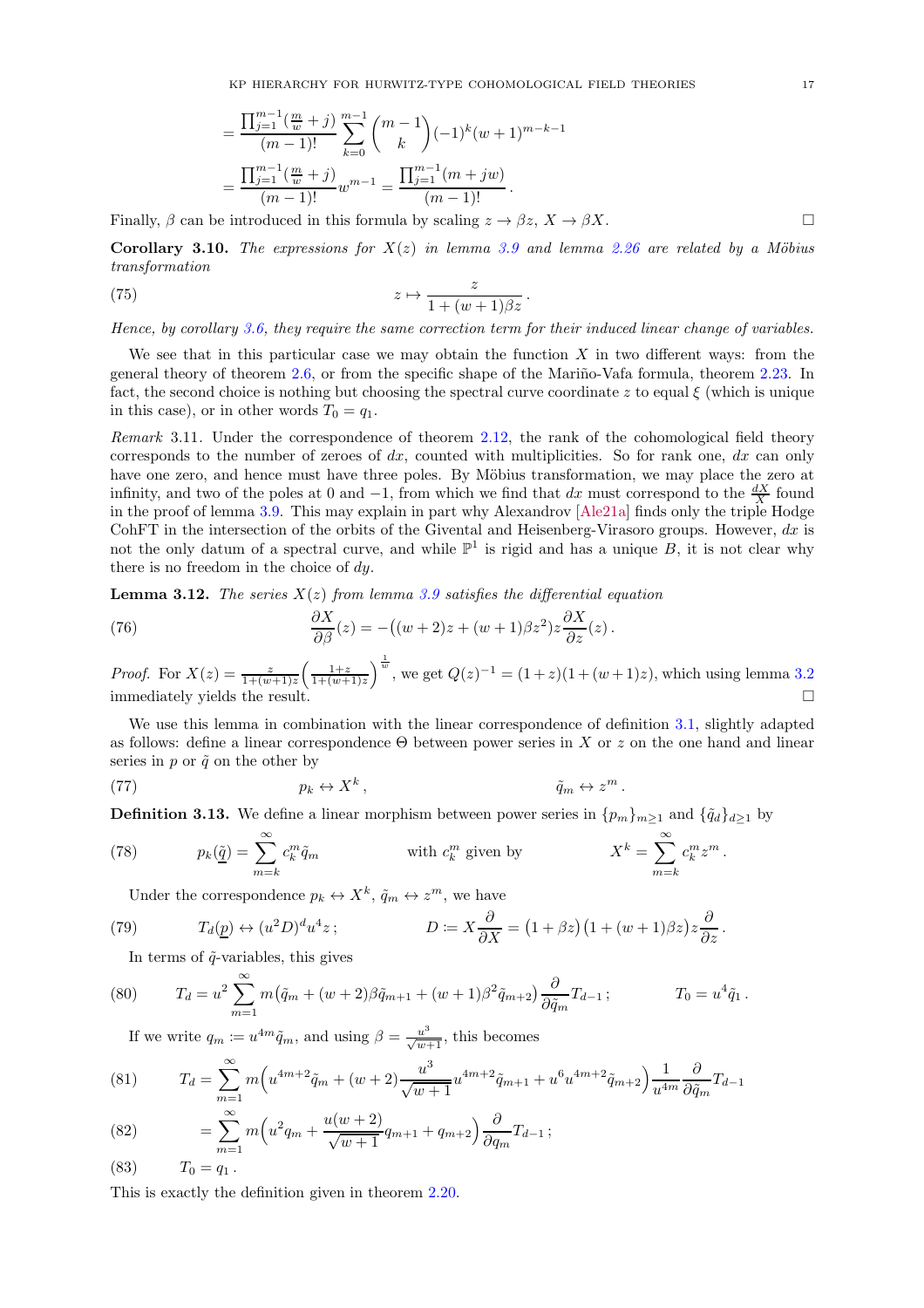$$= \frac{\prod_{j=1}^{m-1}(\frac{m}{w}+j)}{(m-1)!}\sum_{k=0}^{m-1}\binom{m-1}{k}(-1)^k(w+1)^{m-k-1}$$

$$= \frac{\prod_{j=1}^{m-1}(\frac{m}{w}+j)}{(m-1)!}w^{m-1} = \frac{\prod_{j=1}^{m-1}(m+jw)}{(m-1)!}.$$

Finally, $\beta$ can be introduced in this formula by scaling $z \to \beta z$, $X \to \beta X$. □

**Corollary 3.10.** *The expressions for $X(z)$ in lemma 3.9 and lemma 2.26 are related by a Möbius transformation*

$$z \mapsto \frac{z}{1+(w+1)\beta z}. \tag{75}$$

*Hence, by corollary 3.6, they require the same correction term for their induced linear change of variables.*

We see that in this particular case we may obtain the function $X$ in two different ways: from the general theory of theorem 2.6, or from the specific shape of the Mariño-Vafa formula, theorem 2.23. In fact, the second choice is nothing but choosing the spectral curve coordinate $z$ to equal $\xi$ (which is unique in this case), or in other words $T_0 = q_1$.

*Remark* 3.11. Under the correspondence of theorem 2.12, the rank of the cohomological field theory corresponds to the number of zeroes of $dx$, counted with multiplicities. So for rank one, $dx$ can only have one zero, and hence must have three poles. By Möbius transformation, we may place the zero at infinity, and two of the poles at 0 and $-1$, from which we find that $dx$ must correspond to the $\frac{dX}{X}$ found in the proof of lemma 3.9. This may explain in part why Alexandrov [Ale21a] finds only the triple Hodge CohFT in the intersection of the orbits of the Givental and Heisenberg-Virasoro groups. However, $dx$ is not the only datum of a spectral curve, and while $\mathbb{P}^1$ is rigid and has a unique $B$, it is not clear why there is no freedom in the choice of $dy$.

**Lemma 3.12.** *The series $X(z)$ from lemma 3.9 satisfies the differential equation*

$$\frac{\partial X}{\partial \beta}(z) = -\big((w+2)z + (w+1)\beta z^2\big)z\frac{\partial X}{\partial z}(z). \tag{76}$$

*Proof.* For $X(z) = \frac{z}{1+(w+1)z}\Big(\frac{1+z}{1+(w+1)z}\Big)^{\frac{1}{w}}$, we get $Q(z)^{-1} = (1+z)(1+(w+1)z)$, which using lemma 3.2 immediately yields the result. □

We use this lemma in combination with the linear correspondence of definition 3.1, slightly adapted as follows: define a linear correspondence $\Theta$ between power series in $X$ or $z$ on the one hand and linear series in $p$ or $\tilde{q}$ on the other by

$$p_k \leftrightarrow X^k, \qquad\qquad \tilde{q}_m \leftrightarrow z^m. \tag{77}$$

**Definition 3.13.** We define a linear morphism between power series in $\{p_m\}_{m\geq 1}$ and $\{\tilde{q}_d\}_{d\geq 1}$ by

$$p_k(\underline{\tilde{q}}) = \sum_{m=k}^{\infty} c_k^m \tilde{q}_m \qquad \text{with } c_k^m \text{ given by} \qquad X^k = \sum_{m=k}^{\infty} c_k^m z^m. \tag{78}$$

Under the correspondence $p_k \leftrightarrow X^k$, $\tilde{q}_m \leftrightarrow z^m$, we have

$$T_d(\underline{p}) \leftrightarrow (u^2 D)^d u^4 z; \qquad\qquad D := X\frac{\partial}{\partial X} = \big(1+\beta z\big)\big(1+(w+1)\beta z\big)z\frac{\partial}{\partial z}. \tag{79}$$

In terms of $\tilde{q}$-variables, this gives

$$T_d = u^2\sum_{m=1}^{\infty} m\big(\tilde{q}_m + (w+2)\beta\tilde{q}_{m+1} + (w+1)\beta^2\tilde{q}_{m+2}\big)\frac{\partial}{\partial \tilde{q}_m}T_{d-1}; \qquad\qquad T_0 = u^4\tilde{q}_1. \tag{80}$$

If we write $q_m := u^{4m}\tilde{q}_m$, and using $\beta = \frac{u^3}{\sqrt{w+1}}$, this becomes

$$T_d = \sum_{m=1}^{\infty} m\Big(u^{4m+2}\tilde{q}_m + (w+2)\frac{u^3}{\sqrt{w+1}}u^{4m+2}\tilde{q}_{m+1} + u^6 u^{4m+2}\tilde{q}_{m+2}\Big)\frac{1}{u^{4m}}\frac{\partial}{\partial \tilde{q}_m}T_{d-1} \tag{81}$$

$$= \sum_{m=1}^{\infty} m\Big(u^2 q_m + \frac{u(w+2)}{\sqrt{w+1}}q_{m+1} + q_{m+2}\Big)\frac{\partial}{\partial q_m}T_{d-1}; \tag{82}$$

$$T_0 = q_1. \tag{83}$$

This is exactly the definition given in theorem 2.20.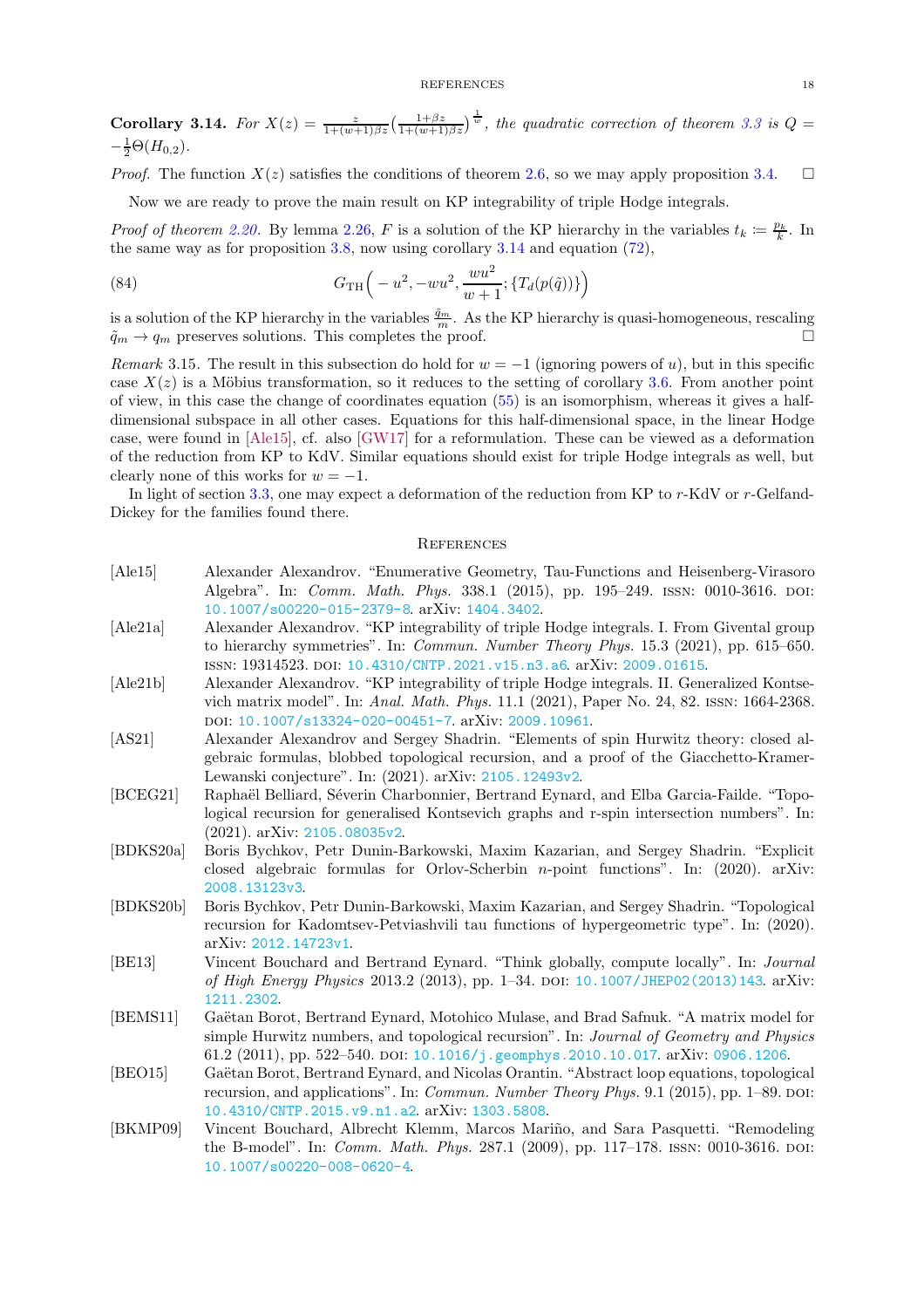**Corollary 3.14.** *For $X(z) = \frac{z}{1+(w+1)\beta z}\left(\frac{1+\beta z}{1+(w+1)\beta z}\right)^{\frac{1}{w}}$, the quadratic correction of theorem 3.3 is $Q = -\frac{1}{2}\Theta(H_{0,2})$.*

*Proof.* The function $X(z)$ satisfies the conditions of theorem 2.6, so we may apply proposition 3.4. □

Now we are ready to prove the main result on KP integrability of triple Hodge integrals.

*Proof of theorem 2.20.* By lemma 2.26, $F$ is a solution of the KP hierarchy in the variables $t_k := \frac{p_k}{k}$. In the same way as for proposition 3.8, now using corollary 3.14 and equation (72),

$$G_{\mathrm{TH}}\Big(-u^2, -wu^2, \frac{wu^2}{w+1}; \{T_d(p(\tilde{q}))\}\Big) \tag{84}$$

is a solution of the KP hierarchy in the variables $\frac{\tilde{q}_m}{m}$. As the KP hierarchy is quasi-homogeneous, rescaling $\tilde{q}_m \to q_m$ preserves solutions. This completes the proof. □

*Remark* 3.15. The result in this subsection do hold for $w = -1$ (ignoring powers of $u$), but in this specific case $X(z)$ is a Möbius transformation, so it reduces to the setting of corollary 3.6. From another point of view, in this case the change of coordinates equation (55) is an isomorphism, whereas it gives a half-dimensional subspace in all other cases. Equations for this half-dimensional space, in the linear Hodge case, were found in [Ale15], cf. also [GW17] for a reformulation. These can be viewed as a deformation of the reduction from KP to KdV. Similar equations should exist for triple Hodge integrals as well, but clearly none of this works for $w = -1$.

In light of section 3.3, one may expect a deformation of the reduction from KP to $r$-KdV or $r$-Gelfand-Dickey for the families found there.

## References

[Ale15] Alexander Alexandrov. "Enumerative Geometry, Tau-Functions and Heisenberg-Virasoro Algebra". In: *Comm. Math. Phys.* 338.1 (2015), pp. 195–249. ISSN: 0010-3616. DOI: 10.1007/s00220-015-2379-8. arXiv: 1404.3402.

[Ale21a] Alexander Alexandrov. "KP integrability of triple Hodge integrals. I. From Givental group to hierarchy symmetries". In: *Commun. Number Theory Phys.* 15.3 (2021), pp. 615–650. ISSN: 19314523. DOI: 10.4310/CNTP.2021.v15.n3.a6. arXiv: 2009.01615.

[Ale21b] Alexander Alexandrov. "KP integrability of triple Hodge integrals. II. Generalized Kontsevich matrix model". In: *Anal. Math. Phys.* 11.1 (2021), Paper No. 24, 82. ISSN: 1664-2368. DOI: 10.1007/s13324-020-00451-7. arXiv: 2009.10961.

[AS21] Alexander Alexandrov and Sergey Shadrin. "Elements of spin Hurwitz theory: closed algebraic formulas, blobbed topological recursion, and a proof of the Giacchetto-Kramer-Lewanski conjecture". In: (2021). arXiv: 2105.12493v2.

[BCEG21] Raphaël Belliard, Séverin Charbonnier, Bertrand Eynard, and Elba Garcia-Failde. "Topological recursion for generalised Kontsevich graphs and r-spin intersection numbers". In: (2021). arXiv: 2105.08035v2.

[BDKS20a] Boris Bychkov, Petr Dunin-Barkowski, Maxim Kazarian, and Sergey Shadrin. "Explicit closed algebraic formulas for Orlov-Scherbin $n$-point functions". In: (2020). arXiv: 2008.13123v3.

[BDKS20b] Boris Bychkov, Petr Dunin-Barkowski, Maxim Kazarian, and Sergey Shadrin. "Topological recursion for Kadomtsev-Petviashvili tau functions of hypergeometric type". In: (2020). arXiv: 2012.14723v1.

[BE13] Vincent Bouchard and Bertrand Eynard. "Think globally, compute locally". In: *Journal of High Energy Physics* 2013.2 (2013), pp. 1–34. DOI: 10.1007/JHEP02(2013)143. arXiv: 1211.2302.

[BEMS11] Gaëtan Borot, Bertrand Eynard, Motohico Mulase, and Brad Safnuk. "A matrix model for simple Hurwitz numbers, and topological recursion". In: *Journal of Geometry and Physics* 61.2 (2011), pp. 522–540. DOI: 10.1016/j.geomphys.2010.10.017. arXiv: 0906.1206.

[BEO15] Gaëtan Borot, Bertrand Eynard, and Nicolas Orantin. "Abstract loop equations, topological recursion, and applications". In: *Commun. Number Theory Phys.* 9.1 (2015), pp. 1–89. DOI: 10.4310/CNTP.2015.v9.n1.a2. arXiv: 1303.5808.

[BKMP09] Vincent Bouchard, Albrecht Klemm, Marcos Mariño, and Sara Pasquetti. "Remodeling the B-model". In: *Comm. Math. Phys.* 287.1 (2009), pp. 117–178. ISSN: 0010-3616. DOI: 10.1007/s00220-008-0620-4.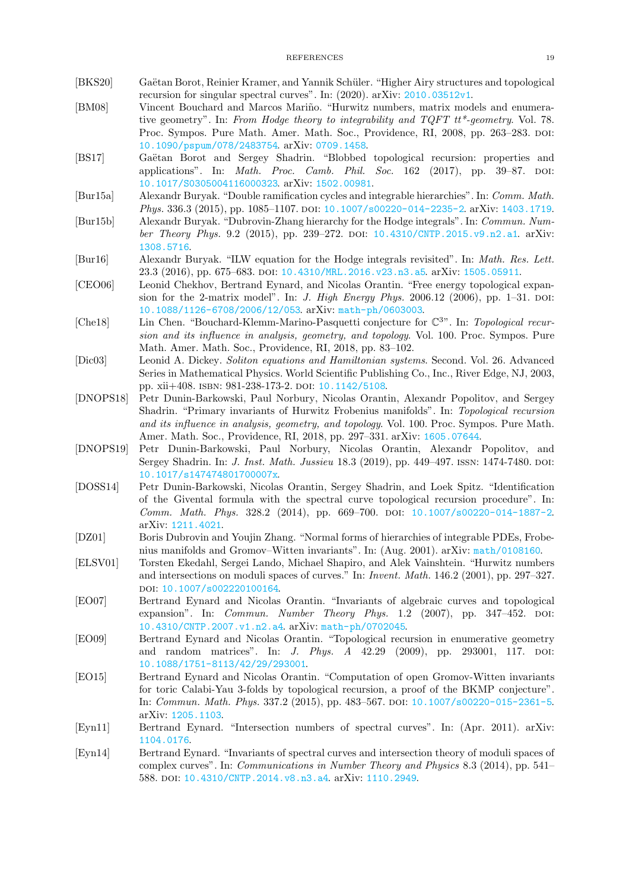[BKS20] Gaëtan Borot, Reinier Kramer, and Yannik Schüler. "Higher Airy structures and topological recursion for singular spectral curves". In: (2020). arXiv: 2010.03512v1.

[BM08] Vincent Bouchard and Marcos Mariño. "Hurwitz numbers, matrix models and enumerative geometry". In: *From Hodge theory to integrability and TQFT tt\*-geometry*. Vol. 78. Proc. Sympos. Pure Math. Amer. Math. Soc., Providence, RI, 2008, pp. 263–283. DOI: 10.1090/pspum/078/2483754. arXiv: 0709.1458.

[BS17] Gaëtan Borot and Sergey Shadrin. "Blobbed topological recursion: properties and applications". In: *Math. Proc. Camb. Phil. Soc.* 162 (2017), pp. 39–87. DOI: 10.1017/S0305004116000323. arXiv: 1502.00981.

[Bur15a] Alexandr Buryak. "Double ramification cycles and integrable hierarchies". In: *Comm. Math. Phys.* 336.3 (2015), pp. 1085–1107. DOI: 10.1007/s00220-014-2235-2. arXiv: 1403.1719.

[Bur15b] Alexandr Buryak. "Dubrovin-Zhang hierarchy for the Hodge integrals". In: *Commun. Number Theory Phys.* 9.2 (2015), pp. 239–272. DOI: 10.4310/CNTP.2015.v9.n2.a1. arXiv: 1308.5716.

[Bur16] Alexandr Buryak. "ILW equation for the Hodge integrals revisited". In: *Math. Res. Lett.* 23.3 (2016), pp. 675–683. DOI: 10.4310/MRL.2016.v23.n3.a5. arXiv: 1505.05911.

[CEO06] Leonid Chekhov, Bertrand Eynard, and Nicolas Orantin. "Free energy topological expansion for the 2-matrix model". In: *J. High Energy Phys.* 2006.12 (2006), pp. 1–31. DOI: 10.1088/1126-6708/2006/12/053. arXiv: math-ph/0603003.

[Che18] Lin Chen. "Bouchard-Klemm-Marino-Pasquetti conjecture for $\mathbb{C}^3$". In: *Topological recursion and its influence in analysis, geometry, and topology*. Vol. 100. Proc. Sympos. Pure Math. Amer. Math. Soc., Providence, RI, 2018, pp. 83–102.

[Dic03] Leonid A. Dickey. *Soliton equations and Hamiltonian systems*. Second. Vol. 26. Advanced Series in Mathematical Physics. World Scientific Publishing Co., Inc., River Edge, NJ, 2003, pp. xii+408. ISBN: 981-238-173-2. DOI: 10.1142/5108.

[DNOPS18] Petr Dunin-Barkowski, Paul Norbury, Nicolas Orantin, Alexandr Popolitov, and Sergey Shadrin. "Primary invariants of Hurwitz Frobenius manifolds". In: *Topological recursion and its influence in analysis, geometry, and topology.* Vol. 100. Proc. Sympos. Pure Math. Amer. Math. Soc., Providence, RI, 2018, pp. 297–331. arXiv: 1605.07644.

[DNOPS19] Petr Dunin-Barkowski, Paul Norbury, Nicolas Orantin, Alexandr Popolitov, and Sergey Shadrin. In: *J. Inst. Math. Jussieu* 18.3 (2019), pp. 449–497. ISSN: 1474-7480. DOI: 10.1017/s147474801700007x.

[DOSS14] Petr Dunin-Barkowski, Nicolas Orantin, Sergey Shadrin, and Loek Spitz. "Identification of the Givental formula with the spectral curve topological recursion procedure". In: *Comm. Math. Phys.* 328.2 (2014), pp. 669–700. DOI: 10.1007/s00220-014-1887-2. arXiv: 1211.4021.

[DZ01] Boris Dubrovin and Youjin Zhang. "Normal forms of hierarchies of integrable PDEs, Frobenius manifolds and Gromov–Witten invariants". In: (Aug. 2001). arXiv: math/0108160.

[ELSV01] Torsten Ekedahl, Sergei Lando, Michael Shapiro, and Alek Vainshtein. "Hurwitz numbers and intersections on moduli spaces of curves." In: *Invent. Math.* 146.2 (2001), pp. 297–327. DOI: 10.1007/s002220100164.

[EO07] Bertrand Eynard and Nicolas Orantin. "Invariants of algebraic curves and topological expansion". In: *Commun. Number Theory Phys.* 1.2 (2007), pp. 347–452. DOI: 10.4310/CNTP.2007.v1.n2.a4. arXiv: math-ph/0702045.

[EO09] Bertrand Eynard and Nicolas Orantin. "Topological recursion in enumerative geometry and random matrices". In: *J. Phys. A* 42.29 (2009), pp. 293001, 117. DOI: 10.1088/1751-8113/42/29/293001.

[EO15] Bertrand Eynard and Nicolas Orantin. "Computation of open Gromov-Witten invariants for toric Calabi-Yau 3-folds by topological recursion, a proof of the BKMP conjecture". In: *Commun. Math. Phys.* 337.2 (2015), pp. 483–567. DOI: 10.1007/s00220-015-2361-5. arXiv: 1205.1103.

[Eyn11] Bertrand Eynard. "Intersection numbers of spectral curves". In: (Apr. 2011). arXiv: 1104.0176.

[Eyn14] Bertrand Eynard. "Invariants of spectral curves and intersection theory of moduli spaces of complex curves". In: *Communications in Number Theory and Physics* 8.3 (2014), pp. 541–588. DOI: 10.4310/CNTP.2014.v8.n3.a4. arXiv: 1110.2949.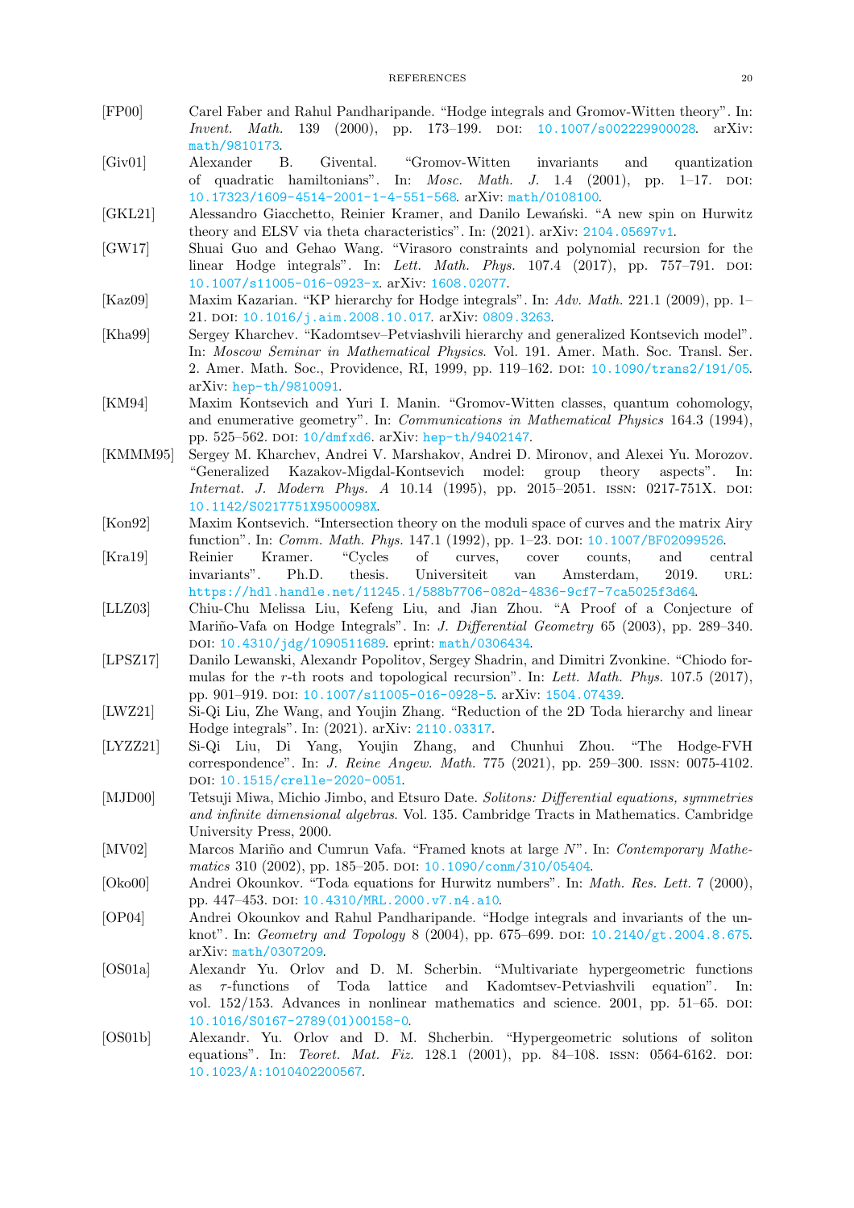- [FP00] Carel Faber and Rahul Pandharipande. "Hodge integrals and Gromov-Witten theory". In: *Invent. Math.* 139 (2000), pp. 173–199. DOI: 10.1007/s002229900028. arXiv: math/9810173.
- [Giv01] Alexander B. Givental. "Gromov-Witten invariants and quantization of quadratic hamiltonians". In: *Mosc. Math. J.* 1.4 (2001), pp. 1–17. DOI: 10.17323/1609-4514-2001-1-4-551-568. arXiv: math/0108100.
- [GKL21] Alessandro Giacchetto, Reinier Kramer, and Danilo Lewański. "A new spin on Hurwitz theory and ELSV via theta characteristics". In: (2021). arXiv: 2104.05697v1.
- [GW17] Shuai Guo and Gehao Wang. "Virasoro constraints and polynomial recursion for the linear Hodge integrals". In: *Lett. Math. Phys.* 107.4 (2017), pp. 757–791. DOI: 10.1007/s11005-016-0923-x. arXiv: 1608.02077.
- [Kaz09] Maxim Kazarian. "KP hierarchy for Hodge integrals". In: *Adv. Math.* 221.1 (2009), pp. 1–21. DOI: 10.1016/j.aim.2008.10.017. arXiv: 0809.3263.
- [Kha99] Sergey Kharchev. "Kadomtsev–Petviashvili hierarchy and generalized Kontsevich model". In: *Moscow Seminar in Mathematical Physics*. Vol. 191. Amer. Math. Soc. Transl. Ser. 2. Amer. Math. Soc., Providence, RI, 1999, pp. 119–162. DOI: 10.1090/trans2/191/05. arXiv: hep-th/9810091.
- [KM94] Maxim Kontsevich and Yuri I. Manin. "Gromov-Witten classes, quantum cohomology, and enumerative geometry". In: *Communications in Mathematical Physics* 164.3 (1994), pp. 525–562. DOI: 10/dmfxd6. arXiv: hep-th/9402147.
- [KMMM95] Sergey M. Kharchev, Andrei V. Marshakov, Andrei D. Mironov, and Alexei Yu. Morozov. "Generalized Kazakov-Migdal-Kontsevich model: group theory aspects". In: *Internat. J. Modern Phys. A* 10.14 (1995), pp. 2015–2051. ISSN: 0217-751X. DOI: 10.1142/S0217751X9500098X.
- [Kon92] Maxim Kontsevich. "Intersection theory on the moduli space of curves and the matrix Airy function". In: *Comm. Math. Phys.* 147.1 (1992), pp. 1–23. DOI: 10.1007/BF02099526.
- [Kra19] Reinier Kramer. "Cycles of curves, cover counts, and central invariants". Ph.D. thesis. Universiteit van Amsterdam, 2019. URL: https://hdl.handle.net/11245.1/588b7706-082d-4836-9cf7-7ca5025f3d64.
- [LLZ03] Chiu-Chu Melissa Liu, Kefeng Liu, and Jian Zhou. "A Proof of a Conjecture of Mariño-Vafa on Hodge Integrals". In: *J. Differential Geometry* 65 (2003), pp. 289–340. DOI: 10.4310/jdg/1090511689. eprint: math/0306434.
- [LPSZ17] Danilo Lewanski, Alexandr Popolitov, Sergey Shadrin, and Dimitri Zvonkine. "Chiodo formulas for the $r$-th roots and topological recursion". In: *Lett. Math. Phys.* 107.5 (2017), pp. 901–919. DOI: 10.1007/s11005-016-0928-5. arXiv: 1504.07439.
- [LWZ21] Si-Qi Liu, Zhe Wang, and Youjin Zhang. "Reduction of the 2D Toda hierarchy and linear Hodge integrals". In: (2021). arXiv: 2110.03317.
- [LYZZ21] Si-Qi Liu, Di Yang, Youjin Zhang, and Chunhui Zhou. "The Hodge-FVH correspondence". In: *J. Reine Angew. Math.* 775 (2021), pp. 259–300. ISSN: 0075-4102. DOI: 10.1515/crelle-2020-0051.
- [MJD00] Tetsuji Miwa, Michio Jimbo, and Etsuro Date. *Solitons: Differential equations, symmetries and infinite dimensional algebras*. Vol. 135. Cambridge Tracts in Mathematics. Cambridge University Press, 2000.
- [MV02] Marcos Mariño and Cumrun Vafa. "Framed knots at large $N$". In: *Contemporary Mathematics* 310 (2002), pp. 185–205. DOI: 10.1090/conm/310/05404.
- [Oko00] Andrei Okounkov. "Toda equations for Hurwitz numbers". In: *Math. Res. Lett.* 7 (2000), pp. 447–453. DOI: 10.4310/MRL.2000.v7.n4.a10.
- [OP04] Andrei Okounkov and Rahul Pandharipande. "Hodge integrals and invariants of the unknot". In: *Geometry and Topology* 8 (2004), pp. 675–699. DOI: 10.2140/gt.2004.8.675. arXiv: math/0307209.
- [OS01a] Alexandr Yu. Orlov and D. M. Scherbin. "Multivariate hypergeometric functions as $\tau$-functions of Toda lattice and Kadomtsev-Petviashvili equation". In: vol. 152/153. Advances in nonlinear mathematics and science. 2001, pp. 51–65. DOI: 10.1016/S0167-2789(01)00158-0.
- [OS01b] Alexandr. Yu. Orlov and D. M. Shcherbin. "Hypergeometric solutions of soliton equations". In: *Teoret. Mat. Fiz.* 128.1 (2001), pp. 84–108. ISSN: 0564-6162. DOI: 10.1023/A:1010402200567.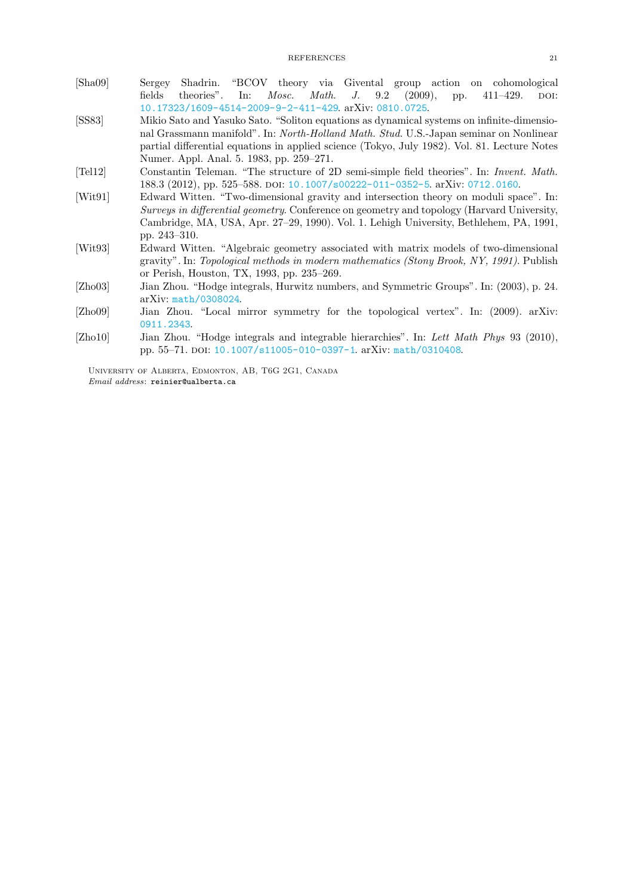[Sha09] Sergey Shadrin. "BCOV theory via Givental group action on cohomological fields theories". In: *Mosc. Math. J.* 9.2 (2009), pp. 411–429. DOI: 10.17323/1609-4514-2009-9-2-411-429. arXiv: 0810.0725.

[SS83] Mikio Sato and Yasuko Sato. "Soliton equations as dynamical systems on infinite-dimensional Grassmann manifold". In: *North-Holland Math. Stud.* U.S.-Japan seminar on Nonlinear partial differential equations in applied science (Tokyo, July 1982). Vol. 81. Lecture Notes Numer. Appl. Anal. 5. 1983, pp. 259–271.

[Tel12] Constantin Teleman. "The structure of 2D semi-simple field theories". In: *Invent. Math.* 188.3 (2012), pp. 525–588. DOI: 10.1007/s00222-011-0352-5. arXiv: 0712.0160.

[Wit91] Edward Witten. "Two-dimensional gravity and intersection theory on moduli space". In: *Surveys in differential geometry.* Conference on geometry and topology (Harvard University, Cambridge, MA, USA, Apr. 27–29, 1990). Vol. 1. Lehigh University, Bethlehem, PA, 1991, pp. 243–310.

[Wit93] Edward Witten. "Algebraic geometry associated with matrix models of two-dimensional gravity". In: *Topological methods in modern mathematics (Stony Brook, NY, 1991).* Publish or Perish, Houston, TX, 1993, pp. 235–269.

[Zho03] Jian Zhou. "Hodge integrals, Hurwitz numbers, and Symmetric Groups". In: (2003), p. 24. arXiv: math/0308024.

[Zho09] Jian Zhou. "Local mirror symmetry for the topological vertex". In: (2009). arXiv: 0911.2343.

[Zho10] Jian Zhou. "Hodge integrals and integrable hierarchies". In: *Lett Math Phys* 93 (2010), pp. 55–71. DOI: 10.1007/s11005-010-0397-1. arXiv: math/0310408.

University of Alberta, Edmonton, AB, T6G 2G1, Canada
*Email address*: reinier@ualberta.ca